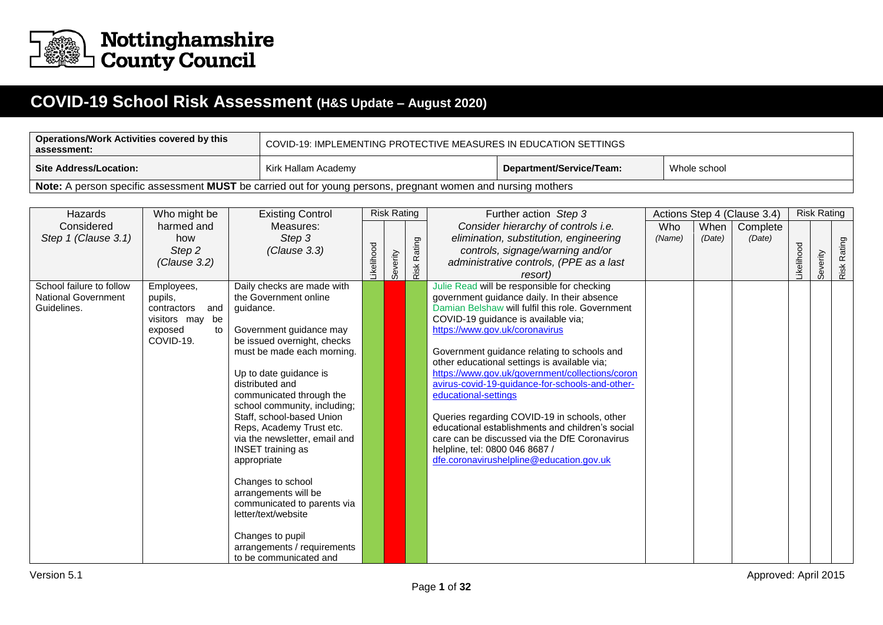Nottinghamshire County Council

# COVID-19 School Risk Assessment (H&S Update – August 2020)

| **Operations/Work Activities covered by this assessment:** | COVID-19: IMPLEMENTING PROTECTIVE MEASURES IN EDUCATION SETTINGS | | |
|---|---|---|---|
| **Site Address/Location:** | Kirk Hallam Academy | **Department/Service/Team:** | Whole school |

**Note:** A person specific assessment **MUST** be carried out for young persons, pregnant women and nursing mothers

| Hazards Considered *Step 1 (Clause 3.1)* | Who might be harmed and how *Step 2 (Clause 3.2)* | Existing Control Measures: *Step 3 (Clause 3.3)* | Risk Rating | | | Further action *Step 3* *Consider hierarchy of controls i.e. elimination, substitution, engineering controls, signage/warning and/or administrative controls, (PPE as a last resort)* | Actions Step 4 (Clause 3.4) | | | Risk Rating | | |
|---|---|---|---|---|---|---|---|---|---|---|---|---|
| | | | Likelihood | Severity | Risk Rating | | Who *(Name)* | When *(Date)* | Complete *(Date)* | Likelihood | Severity | Risk Rating |
| School failure to follow National Government Guidelines. | Employees, pupils, contractors and visitors may be exposed to COVID-19. | Daily checks are made with the Government online guidance.<br><br>Government guidance may be issued overnight, checks must be made each morning.<br><br>Up to date guidance is distributed and communicated through the school community, including; Staff, school-based Union Reps, Academy Trust etc. via the newsletter, email and INSET training as appropriate<br><br>Changes to school arrangements will be communicated to parents via letter/text/website<br><br>Changes to pupil arrangements / requirements to be communicated and | | | | Julie Read will be responsible for checking government guidance daily. In their absence Damian Belshaw will fulfil this role. Government COVID-19 guidance is available via; https://www.gov.uk/coronavirus<br><br>Government guidance relating to schools and other educational settings is available via; https://www.gov.uk/government/collections/coronavirus-covid-19-guidance-for-schools-and-other-educational-settings<br><br>Queries regarding COVID-19 in schools, other educational establishments and children's social care can be discussed via the DfE Coronavirus helpline, tel: 0800 046 8687 / dfe.coronavirushelpline@education.gov.uk | | | | | | |

Version 5.1 Approved: April 2015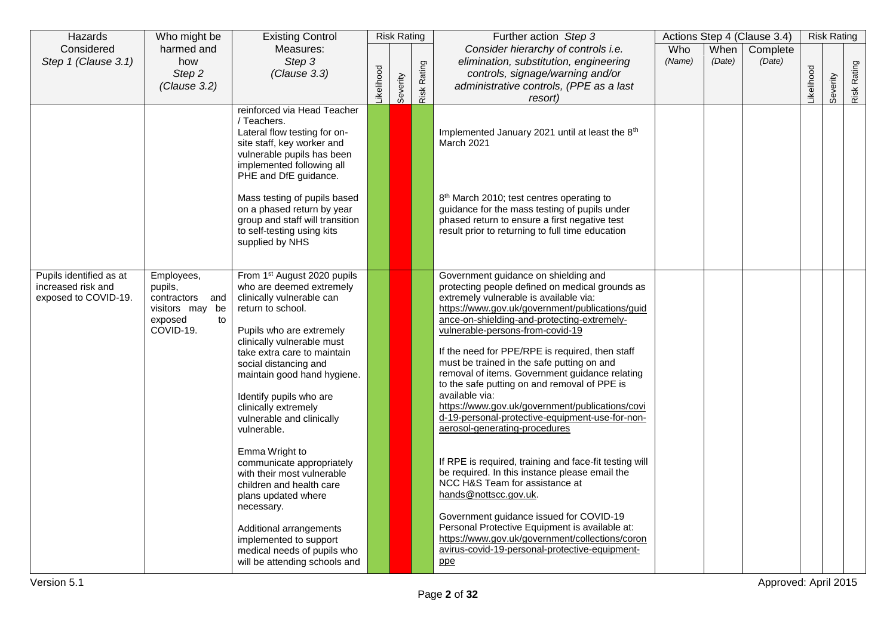| Hazards Considered *Step 1 (Clause 3.1)* | Who might be harmed and how *Step 2 (Clause 3.2)* | Existing Control Measures: *Step 3 (Clause 3.3)* | Risk Rating | | | Further action *Step 3* *Consider hierarchy of controls i.e. elimination, substitution, engineering controls, signage/warning and/or administrative controls, (PPE as a last resort)* | Actions Step 4 (Clause 3.4) | | | Risk Rating | | |
|---|---|---|---|---|---|---|---|---|---|---|---|---|
| | | | Likelihood | Severity | Risk Rating | | Who *(Name)* | When *(Date)* | Complete *(Date)* | Likelihood | Severity | Risk Rating |
| | | reinforced via Head Teacher / Teachers.<br>Lateral flow testing for on-site staff, key worker and vulnerable pupils has been implemented following all PHE and DfE guidance.<br><br>Mass testing of pupils based on a phased return by year group and staff will transition to self-testing using kits supplied by NHS | | | | Implemented January 2021 until at least the 8th March 2021<br><br>8th March 2010; test centres operating to guidance for the mass testing of pupils under phased return to ensure a first negative test result prior to returning to full time education | | | | | | |
| Pupils identified as at increased risk and exposed to COVID-19. | Employees, pupils, contractors and visitors may be exposed to COVID-19. | From 1st August 2020 pupils who are deemed extremely clinically vulnerable can return to school.<br><br>Pupils who are extremely clinically vulnerable must take extra care to maintain social distancing and maintain good hand hygiene.<br><br>Identify pupils who are clinically extremely vulnerable and clinically vulnerable.<br><br>Emma Wright to communicate appropriately with their most vulnerable children and health care plans updated where necessary.<br><br>Additional arrangements implemented to support medical needs of pupils who will be attending schools and | | | | Government guidance on shielding and protecting people defined on medical grounds as extremely vulnerable is available via: https://www.gov.uk/government/publications/guidance-on-shielding-and-protecting-extremely-vulnerable-persons-from-covid-19<br><br>If the need for PPE/RPE is required, then staff must be trained in the safe putting on and removal of items. Government guidance relating to the safe putting on and removal of PPE is available via: https://www.gov.uk/government/publications/covid-19-personal-protective-equipment-use-for-non-aerosol-generating-procedures<br><br>If RPE is required, training and face-fit testing will be required. In this instance please email the NCC H&S Team for assistance at hands@nottscc.gov.uk.<br><br>Government guidance issued for COVID-19 Personal Protective Equipment is available at: https://www.gov.uk/government/collections/coronavirus-covid-19-personal-protective-equipment-ppe | | | | | | |

Version 5.1

Approved: April 2015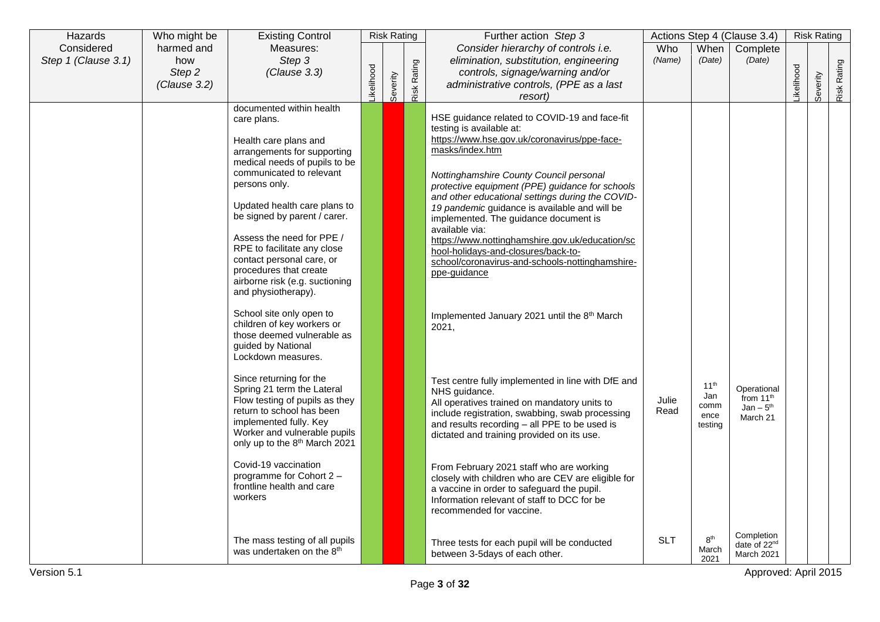| Hazards Considered *Step 1 (Clause 3.1)* | Who might be harmed and how *Step 2 (Clause 3.2)* | Existing Control Measures: *Step 3 (Clause 3.3)* | Risk Rating | | | Further action *Step 3* *Consider hierarchy of controls i.e. elimination, substitution, engineering controls, signage/warning and/or administrative controls, (PPE as a last resort)* | Actions Step 4 (Clause 3.4) | | | Risk Rating | | |
|---|---|---|---|---|---|---|---|---|---|---|---|---|
| | | | Likelihood | Severity | Risk Rating | | Who *(Name)* | When *(Date)* | Complete *(Date)* | Likelihood | Severity | Risk Rating |
| | | documented within health care plans.<br><br>Health care plans and arrangements for supporting medical needs of pupils to be communicated to relevant persons only.<br><br>Updated health care plans to be signed by parent / carer.<br><br>Assess the need for PPE / RPE to facilitate any close contact personal care, or procedures that create airborne risk (e.g. suctioning and physiotherapy). | | | | HSE guidance related to COVID-19 and face-fit testing is available at: https://www.hse.gov.uk/coronavirus/ppe-face-masks/index.htm<br><br>*Nottinghamshire County Council personal protective equipment (PPE) guidance for schools and other educational settings during the COVID-19 pandemic* guidance is available and will be implemented. The guidance document is available via: https://www.nottinghamshire.gov.uk/education/school-holidays-and-closures/back-to-school/coronavirus-and-schools-nottinghamshire-ppe-guidance | | | | | | |
| | | School site only open to children of key workers or those deemed vulnerable as guided by National Lockdown measures. | | | | Implemented January 2021 until the 8th March 2021, | | | | | | |
| | | Since returning for the Spring 21 term the Lateral Flow testing of pupils as they return to school has been implemented fully. Key Worker and vulnerable pupils only up to the 8th March 2021 | | | | Test centre fully implemented in line with DfE and NHS guidance.<br>All operatives trained on mandatory units to include registration, swabbing, swab processing and results recording – all PPE to be used is dictated and training provided on its use. | Julie Read | 11th Jan commence testing | Operational from 11th Jan – 5th March 21 | | | |
| | | Covid-19 vaccination programme for Cohort 2 – frontline health and care workers | | | | From February 2021 staff who are working closely with children who are CEV are eligible for a vaccine in order to safeguard the pupil. Information relevant of staff to DCC for be recommended for vaccine. | | | | | | |
| | | The mass testing of all pupils was undertaken on the 8th | | | | Three tests for each pupil will be conducted between 3-5days of each other. | SLT | 8th March 2021 | Completion date of 22nd March 2021 | | | |

Version 5.1 Approved: April 2015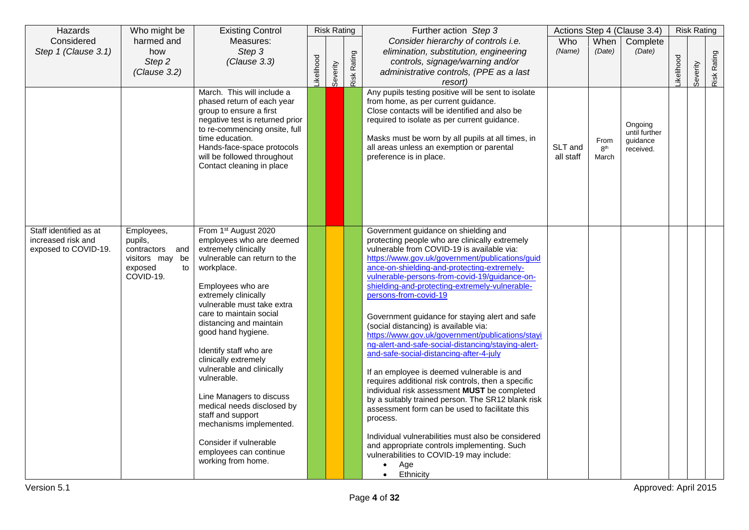| Hazards Considered *Step 1 (Clause 3.1)* | Who might be harmed and how *Step 2 (Clause 3.2)* | Existing Control Measures: *Step 3 (Clause 3.3)* | Risk Rating | | | Further action *Step 3* *Consider hierarchy of controls i.e. elimination, substitution, engineering controls, signage/warning and/or administrative controls, (PPE as a last resort)* | Actions Step 4 (Clause 3.4) | | | Risk Rating | | |
|---|---|---|---|---|---|---|---|---|---|---|---|---|
| | | | Likelihood | Severity | Risk Rating | | Who *(Name)* | When *(Date)* | Complete *(Date)* | Likelihood | Severity | Risk Rating |
| | | March. This will include a phased return of each year group to ensure a first negative test is returned prior to re-commencing onsite, full time education.<br>Hands-face-space protocols will be followed throughout<br>Contact cleaning in place | | | | Any pupils testing positive will be sent to isolate from home, as per current guidance.<br>Close contacts will be identified and also be required to isolate as per current guidance.<br><br>Masks must be worn by all pupils at all times, in all areas unless an exemption or parental preference is in place. | SLT and all staff | From 8th March | Ongoing until further guidance received. | | | |
| Staff identified as at increased risk and exposed to COVID-19. | Employees, pupils, contractors and visitors may be exposed to COVID-19. | From 1st August 2020 employees who are deemed extremely clinically vulnerable can return to the workplace.<br><br>Employees who are extremely clinically vulnerable must take extra care to maintain social distancing and maintain good hand hygiene.<br><br>Identify staff who are clinically extremely vulnerable and clinically vulnerable.<br><br>Line Managers to discuss medical needs disclosed by staff and support mechanisms implemented.<br><br>Consider if vulnerable employees can continue working from home. | | | | Government guidance on shielding and protecting people who are clinically extremely vulnerable from COVID-19 is available via: https://www.gov.uk/government/publications/guidance-on-shielding-and-protecting-extremely-vulnerable-persons-from-covid-19/guidance-on-shielding-and-protecting-extremely-vulnerable-persons-from-covid-19<br><br>Government guidance for staying alert and safe (social distancing) is available via: https://www.gov.uk/government/publications/staying-alert-and-safe-social-distancing/staying-alert-and-safe-social-distancing-after-4-july<br><br>If an employee is deemed vulnerable is and requires additional risk controls, then a specific individual risk assessment **MUST** be completed by a suitably trained person. The SR12 blank risk assessment form can be used to facilitate this process.<br><br>Individual vulnerabilities must also be considered and appropriate controls implementing. Such vulnerabilities to COVID-19 may include:<br>• Age<br>• Ethnicity | | | | | | |

Version 5.1

Approved: April 2015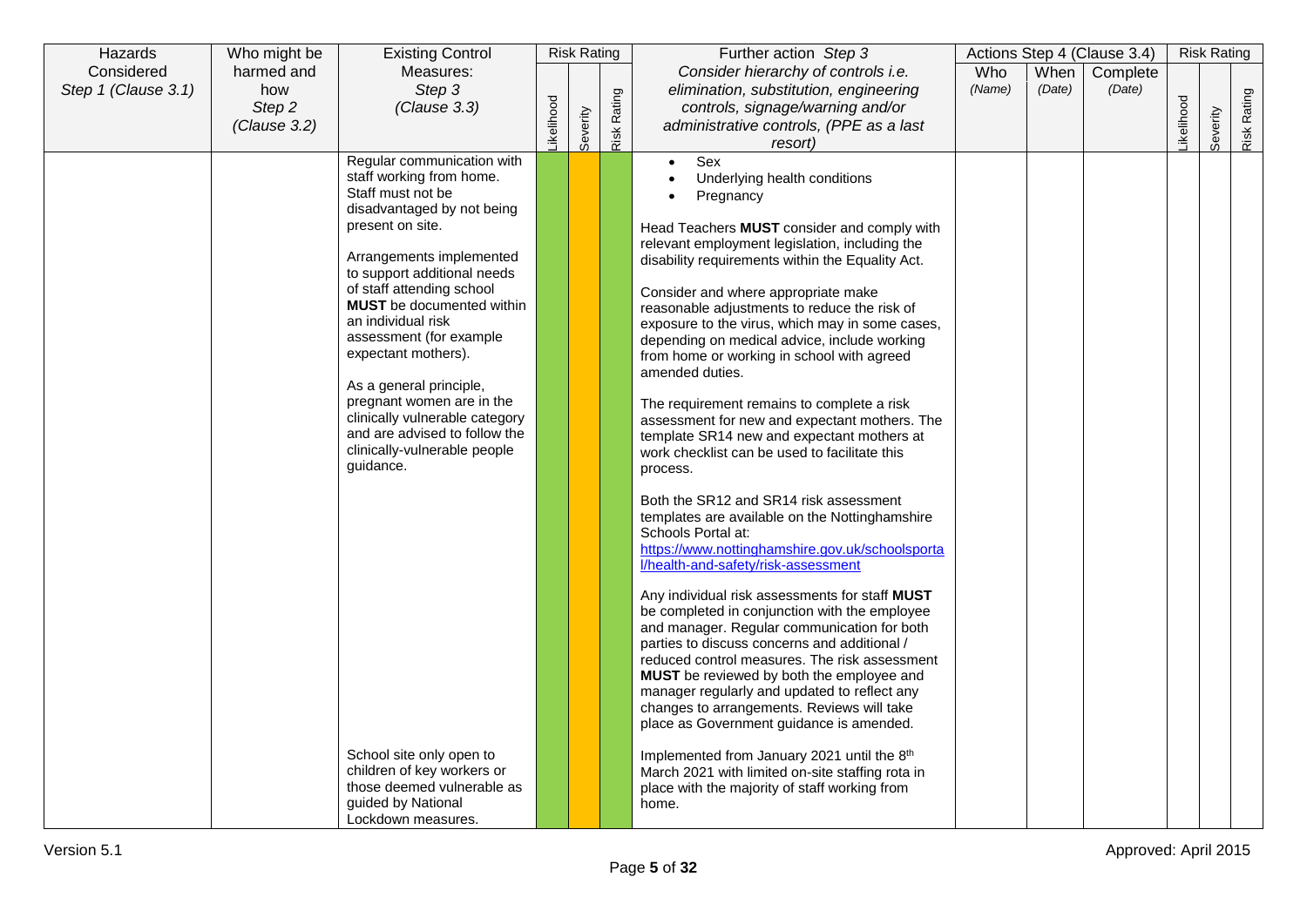| Hazards Considered *Step 1 (Clause 3.1)* | Who might be harmed and how *Step 2 (Clause 3.2)* | Existing Control Measures: *Step 3 (Clause 3.3)* | Risk Rating | | | Further action *Step 3* *Consider hierarchy of controls i.e. elimination, substitution, engineering controls, signage/warning and/or administrative controls, (PPE as a last resort)* | Actions Step 4 (Clause 3.4) | | | Risk Rating | | |
|---|---|---|---|---|---|---|---|---|---|---|---|---|
| | | | Likelihood | Severity | Risk Rating | | Who *(Name)* | When *(Date)* | Complete *(Date)* | Likelihood | Severity | Risk Rating |
| | | Regular communication with staff working from home. Staff must not be disadvantaged by not being present on site.<br><br>Arrangements implemented to support additional needs of staff attending school **MUST** be documented within an individual risk assessment (for example expectant mothers).<br><br>As a general principle, pregnant women are in the clinically vulnerable category and are advised to follow the clinically-vulnerable people guidance. | | | | • Sex<br>• Underlying health conditions<br>• Pregnancy<br><br>Head Teachers **MUST** consider and comply with relevant employment legislation, including the disability requirements within the Equality Act.<br><br>Consider and where appropriate make reasonable adjustments to reduce the risk of exposure to the virus, which may in some cases, depending on medical advice, include working from home or working in school with agreed amended duties.<br><br>The requirement remains to complete a risk assessment for new and expectant mothers. The template SR14 new and expectant mothers at work checklist can be used to facilitate this process.<br><br>Both the SR12 and SR14 risk assessment templates are available on the Nottinghamshire Schools Portal at: https://www.nottinghamshire.gov.uk/schoolsportal/health-and-safety/risk-assessment<br><br>Any individual risk assessments for staff **MUST** be completed in conjunction with the employee and manager. Regular communication for both parties to discuss concerns and additional / reduced control measures. The risk assessment **MUST** be reviewed by both the employee and manager regularly and updated to reflect any changes to arrangements. Reviews will take place as Government guidance is amended. | | | | | | |
| | | School site only open to children of key workers or those deemed vulnerable as guided by National Lockdown measures. | | | | Implemented from January 2021 until the 8th March 2021 with limited on-site staffing rota in place with the majority of staff working from home. | | | | | | |

Version 5.1 Approved: April 2015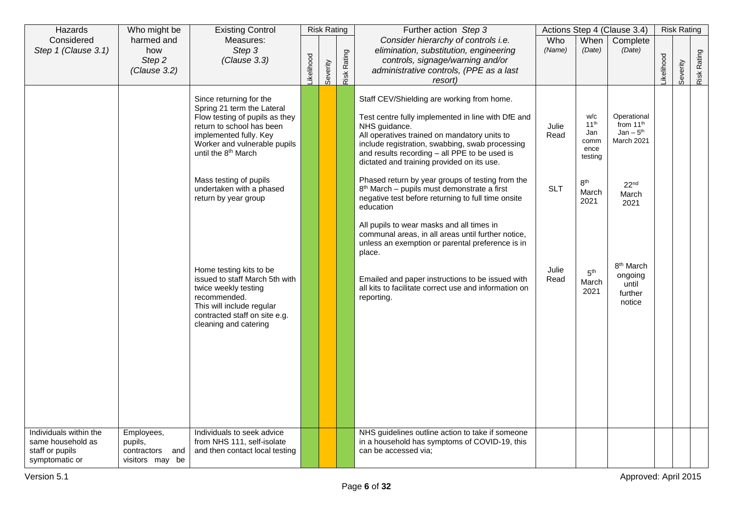| Hazards Considered *Step 1 (Clause 3.1)* | Who might be harmed and how *Step 2 (Clause 3.2)* | Existing Control Measures: *Step 3 (Clause 3.3)* | Risk Rating | | | Further action *Step 3* *Consider hierarchy of controls i.e. elimination, substitution, engineering controls, signage/warning and/or administrative controls, (PPE as a last resort)* | Actions Step 4 (Clause 3.4) | | | Risk Rating | | |
|---|---|---|---|---|---|---|---|---|---|---|---|---|
| | | | Likelihood | Severity | Risk Rating | | Who *(Name)* | When *(Date)* | Complete *(Date)* | Likelihood | Severity | Risk Rating |
| | | Since returning for the Spring 21 term the Lateral Flow testing of pupils as they return to school has been implemented fully. Key Worker and vulnerable pupils until the 8th March | | | | Staff CEV/Shielding are working from home.<br><br>Test centre fully implemented in line with DfE and NHS guidance.<br>All operatives trained on mandatory units to include registration, swabbing, swab processing and results recording – all PPE to be used is dictated and training provided on its use. | Julie Read | w/c 11th Jan commence testing | Operational from 11th Jan – 5th March 2021 | | | |
| | | Mass testing of pupils undertaken with a phased return by year group | | | | Phased return by year groups of testing from the 8th March – pupils must demonstrate a first negative test before returning to full time onsite education<br><br>All pupils to wear masks and all times in communal areas, in all areas until further notice, unless an exemption or parental preference is in place. | SLT | 8th March 2021 | 22nd March 2021 | | | |
| | | Home testing kits to be issued to staff March 5th with twice weekly testing recommended.<br>This will include regular contracted staff on site e.g. cleaning and catering | | | | Emailed and paper instructions to be issued with all kits to facilitate correct use and information on reporting. | Julie Read | 5th March 2021 | 8th March ongoing until further notice | | | |
| Individuals within the same household as staff or pupils symptomatic or | Employees, pupils, contractors and visitors may be | Individuals to seek advice from NHS 111, self-isolate and then contact local testing | | | | NHS guidelines outline action to take if someone in a household has symptoms of COVID-19, this can be accessed via; | | | | | | |

Version 5.1 Approved: April 2015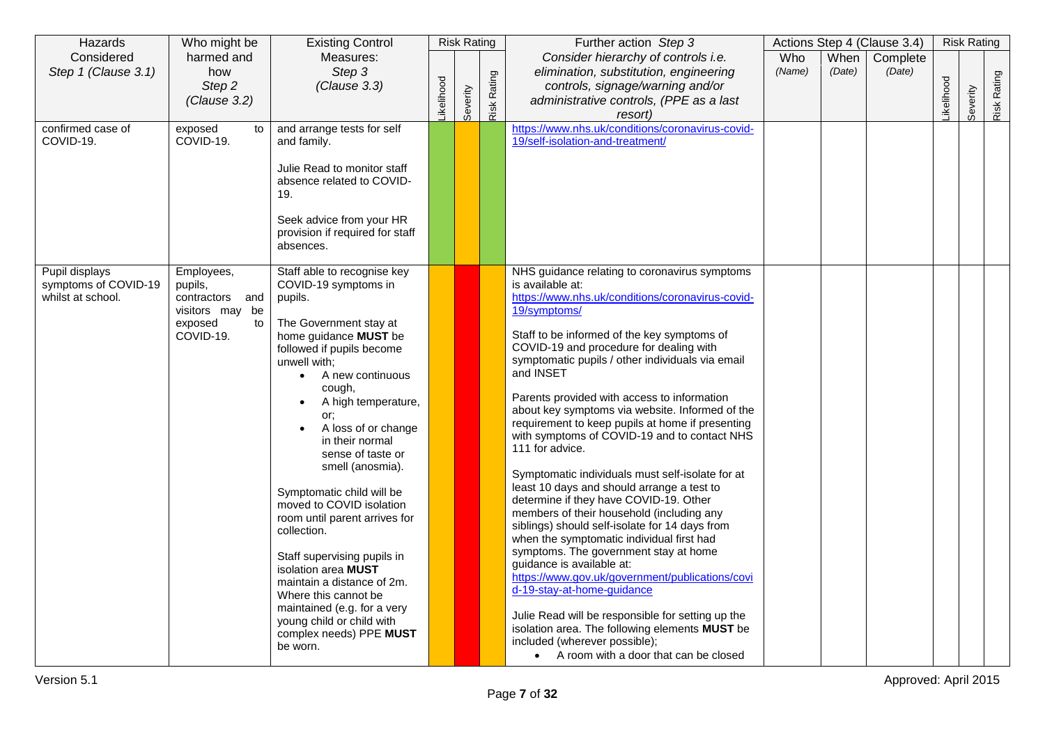| Hazards Considered *Step 1 (Clause 3.1)* | Who might be harmed and how *Step 2 (Clause 3.2)* | Existing Control Measures: *Step 3 (Clause 3.3)* | Risk Rating | | | Further action *Step 3* *Consider hierarchy of controls i.e. elimination, substitution, engineering controls, signage/warning and/or administrative controls, (PPE as a last resort)* | Actions Step 4 (Clause 3.4) | | | Risk Rating | | |
|---|---|---|---|---|---|---|---|---|---|---|---|---|
| | | | Likelihood | Severity | Risk Rating | | Who *(Name)* | When *(Date)* | Complete *(Date)* | Likelihood | Severity | Risk Rating |
| confirmed case of COVID-19. | exposed to COVID-19. | and arrange tests for self and family.<br><br>Julie Read to monitor staff absence related to COVID-19.<br><br>Seek advice from your HR provision if required for staff absences. | | | | https://www.nhs.uk/conditions/coronavirus-covid-19/self-isolation-and-treatment/ | | | | | | |
| Pupil displays symptoms of COVID-19 whilst at school. | Employees, pupils, contractors and visitors may be exposed to COVID-19. | Staff able to recognise key COVID-19 symptoms in pupils.<br><br>The Government stay at home guidance **MUST** be followed if pupils become unwell with;<br>• A new continuous cough,<br>• A high temperature, or;<br>• A loss of or change in their normal sense of taste or smell (anosmia).<br><br>Symptomatic child will be moved to COVID isolation room until parent arrives for collection.<br><br>Staff supervising pupils in isolation area **MUST** maintain a distance of 2m. Where this cannot be maintained (e.g. for a very young child or child with complex needs) PPE **MUST** be worn. | | | | NHS guidance relating to coronavirus symptoms is available at:<br>https://www.nhs.uk/conditions/coronavirus-covid-19/symptoms/<br><br>Staff to be informed of the key symptoms of COVID-19 and procedure for dealing with symptomatic pupils / other individuals via email and INSET<br><br>Parents provided with access to information about key symptoms via website. Informed of the requirement to keep pupils at home if presenting with symptoms of COVID-19 and to contact NHS 111 for advice.<br><br>Symptomatic individuals must self-isolate for at least 10 days and should arrange a test to determine if they have COVID-19. Other members of their household (including any siblings) should self-isolate for 14 days from when the symptomatic individual first had symptoms. The government stay at home guidance is available at:<br>https://www.gov.uk/government/publications/covid-19-stay-at-home-guidance<br><br>Julie Read will be responsible for setting up the isolation area. The following elements **MUST** be included (wherever possible);<br>• A room with a door that can be closed | | | | | | |

Version 5.1

Approved: April 2015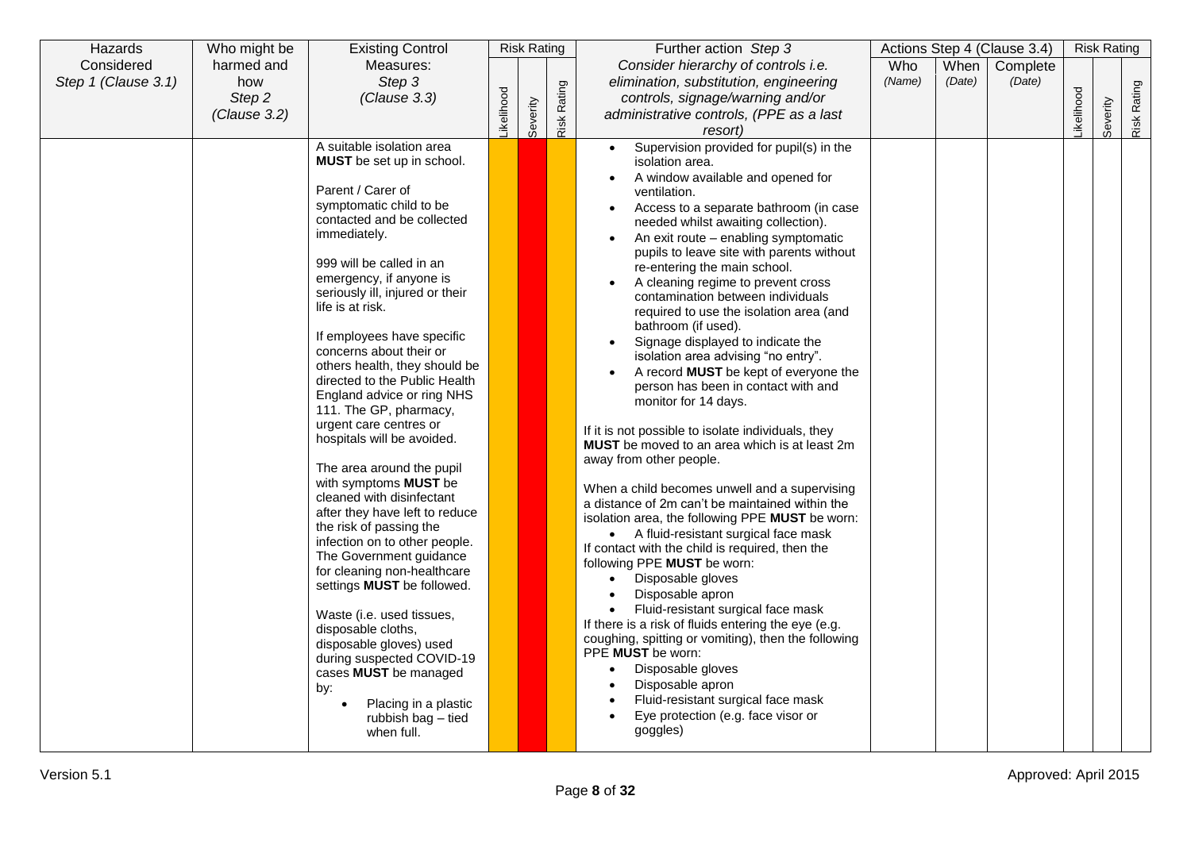| Hazards Considered *Step 1 (Clause 3.1)* | Who might be harmed and how *Step 2 (Clause 3.2)* | Existing Control Measures: *Step 3 (Clause 3.3)* | Risk Rating | | | Further action *Step 3* *Consider hierarchy of controls i.e. elimination, substitution, engineering controls, signage/warning and/or administrative controls, (PPE as a last resort)* | Actions Step 4 (Clause 3.4) | | | Risk Rating | | |
|---|---|---|---|---|---|---|---|---|---|---|---|---|
| | | | Likelihood | Severity | Risk Rating | | Who *(Name)* | When *(Date)* | Complete *(Date)* | Likelihood | Severity | Risk Rating |
| | | A suitable isolation area **MUST** be set up in school.<br><br>Parent / Carer of symptomatic child to be contacted and be collected immediately.<br><br>999 will be called in an emergency, if anyone is seriously ill, injured or their life is at risk.<br><br>If employees have specific concerns about their or others health, they should be directed to the Public Health England advice or ring NHS 111. The GP, pharmacy, urgent care centres or hospitals will be avoided.<br><br>The area around the pupil with symptoms **MUST** be cleaned with disinfectant after they have left to reduce the risk of passing the infection on to other people. The Government guidance for cleaning non-healthcare settings **MUST** be followed.<br><br>Waste (i.e. used tissues, disposable cloths, disposable gloves) used during suspected COVID-19 cases **MUST** be managed by:<br>• Placing in a plastic rubbish bag – tied when full. | | | | • Supervision provided for pupil(s) in the isolation area.<br>• A window available and opened for ventilation.<br>• Access to a separate bathroom (in case needed whilst awaiting collection).<br>• An exit route – enabling symptomatic pupils to leave site with parents without re-entering the main school.<br>• A cleaning regime to prevent cross contamination between individuals required to use the isolation area (and bathroom (if used).<br>• Signage displayed to indicate the isolation area advising "no entry".<br>• A record **MUST** be kept of everyone the person has been in contact with and monitor for 14 days.<br><br>If it is not possible to isolate individuals, they **MUST** be moved to an area which is at least 2m away from other people.<br><br>When a child becomes unwell and a supervising a distance of 2m can't be maintained within the isolation area, the following PPE **MUST** be worn:<br>• A fluid-resistant surgical face mask<br>If contact with the child is required, then the following PPE **MUST** be worn:<br>• Disposable gloves<br>• Disposable apron<br>• Fluid-resistant surgical face mask<br>If there is a risk of fluids entering the eye (e.g. coughing, spitting or vomiting), then the following PPE **MUST** be worn:<br>• Disposable gloves<br>• Disposable apron<br>• Fluid-resistant surgical face mask<br>• Eye protection (e.g. face visor or goggles) | | | | | | |

Version 5.1

Approved: April 2015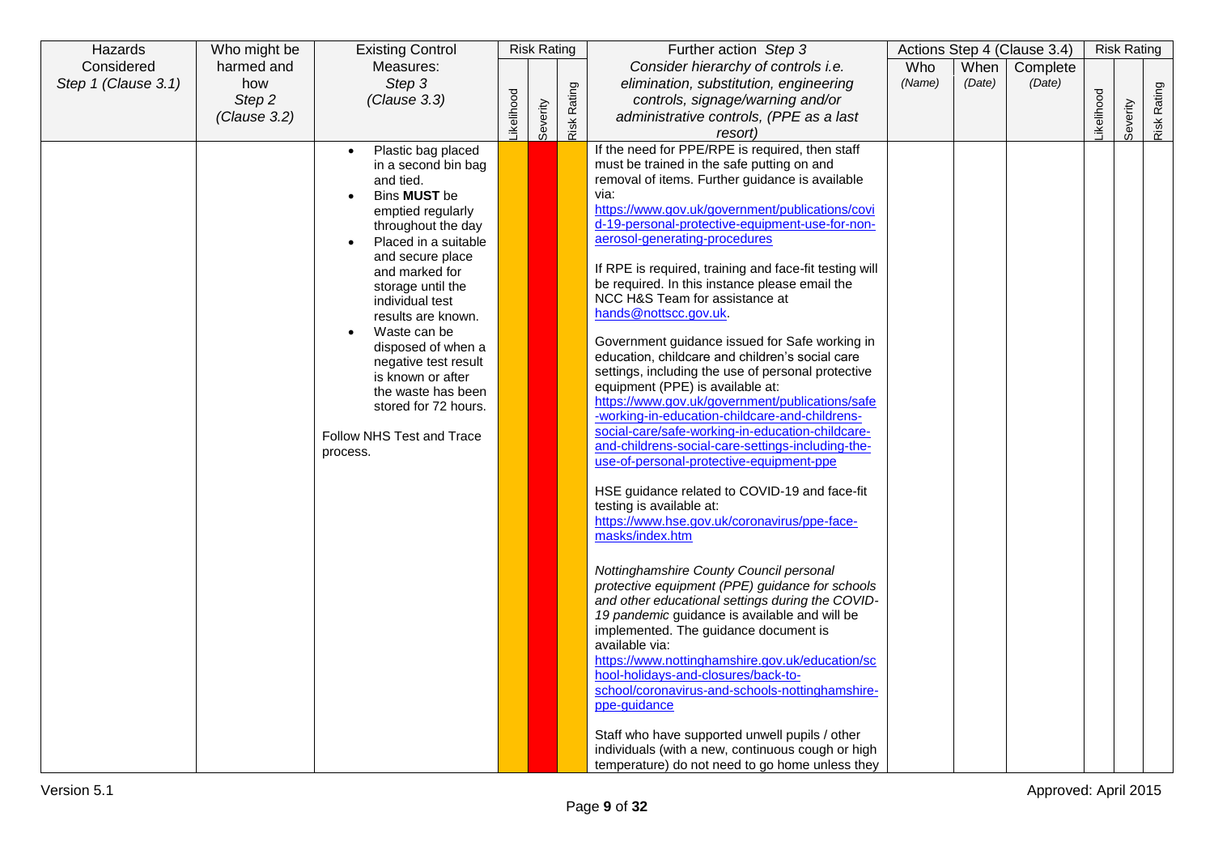| Hazards Considered *Step 1 (Clause 3.1)* | Who might be harmed and how *Step 2 (Clause 3.2)* | Existing Control Measures: *Step 3 (Clause 3.3)* | Risk Rating | | | Further action *Step 3* *Consider hierarchy of controls i.e. elimination, substitution, engineering controls, signage/warning and/or administrative controls, (PPE as a last resort)* | Actions Step 4 (Clause 3.4) | | | Risk Rating | | |
|---|---|---|---|---|---|---|---|---|---|---|---|---|
| | | | Likelihood | Severity | Risk Rating | | Who *(Name)* | When *(Date)* | Complete *(Date)* | Likelihood | Severity | Risk Rating |
| | | • Plastic bag placed in a second bin bag and tied.<br>• Bins **MUST** be emptied regularly throughout the day<br>• Placed in a suitable and secure place and marked for storage until the individual test results are known.<br>• Waste can be disposed of when a negative test result is known or after the waste has been stored for 72 hours.<br><br>Follow NHS Test and Trace process. | | | | If the need for PPE/RPE is required, then staff must be trained in the safe putting on and removal of items. Further guidance is available via:<br>https://www.gov.uk/government/publications/covid-19-personal-protective-equipment-use-for-non-aerosol-generating-procedures<br><br>If RPE is required, training and face-fit testing will be required. In this instance please email the NCC H&S Team for assistance at hands@nottscc.gov.uk.<br><br>Government guidance issued for Safe working in education, childcare and children's social care settings, including the use of personal protective equipment (PPE) is available at:<br>https://www.gov.uk/government/publications/safe-working-in-education-childcare-and-childrens-social-care/safe-working-in-education-childcare-and-childrens-social-care-settings-including-the-use-of-personal-protective-equipment-ppe<br><br>HSE guidance related to COVID-19 and face-fit testing is available at:<br>https://www.hse.gov.uk/coronavirus/ppe-face-masks/index.htm<br><br>*Nottinghamshire County Council personal protective equipment (PPE) guidance for schools and other educational settings during the COVID-19 pandemic* guidance is available and will be implemented. The guidance document is available via:<br>https://www.nottinghamshire.gov.uk/education/school-holidays-and-closures/back-to-school/coronavirus-and-schools-nottinghamshire-ppe-guidance<br><br>Staff who have supported unwell pupils / other individuals (with a new, continuous cough or high temperature) do not need to go home unless they | | | | | | |

Version 5.1

Approved: April 2015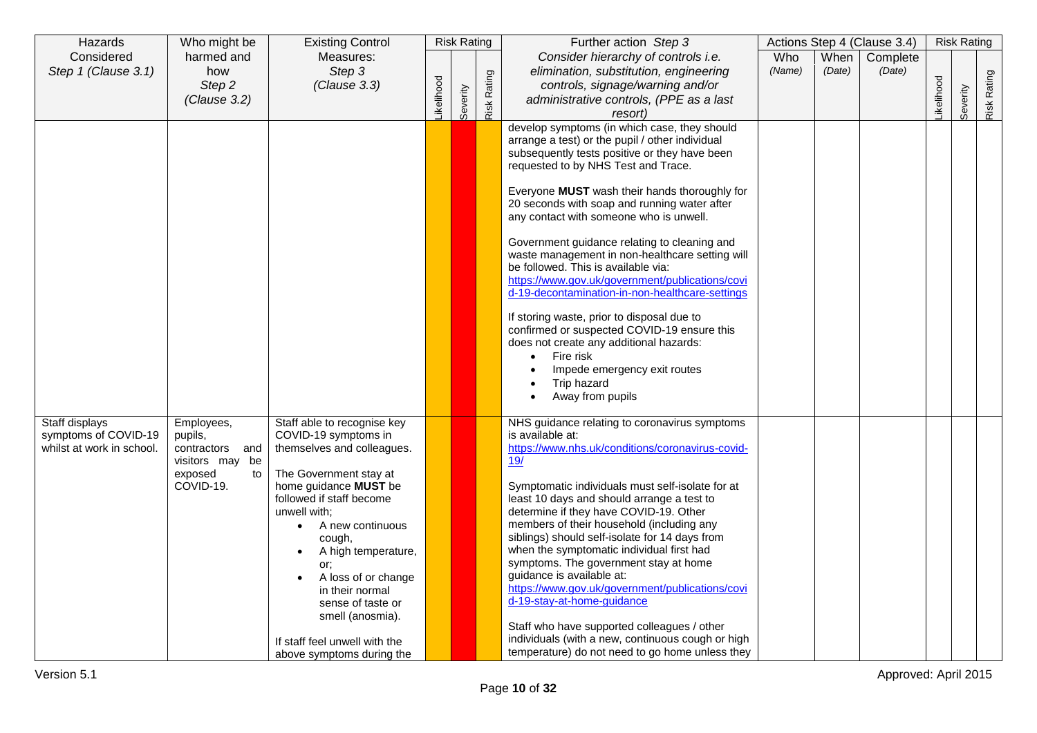| Hazards Considered *Step 1 (Clause 3.1)* | Who might be harmed and how *Step 2 (Clause 3.2)* | Existing Control Measures: *Step 3 (Clause 3.3)* | Risk Rating | | | Further action *Step 3* *Consider hierarchy of controls i.e. elimination, substitution, engineering controls, signage/warning and/or administrative controls, (PPE as a last resort)* | Actions Step 4 (Clause 3.4) | | | Risk Rating | | |
|---|---|---|---|---|---|---|---|---|---|---|---|---|
| | | | Likelihood | Severity | Risk Rating | | Who *(Name)* | When *(Date)* | Complete *(Date)* | Likelihood | Severity | Risk Rating |
| | | | | | | develop symptoms (in which case, they should arrange a test) or the pupil / other individual subsequently tests positive or they have been requested to by NHS Test and Trace.<br><br>Everyone **MUST** wash their hands thoroughly for 20 seconds with soap and running water after any contact with someone who is unwell.<br><br>Government guidance relating to cleaning and waste management in non-healthcare setting will be followed. This is available via: https://www.gov.uk/government/publications/covid-19-decontamination-in-non-healthcare-settings<br><br>If storing waste, prior to disposal due to confirmed or suspected COVID-19 ensure this does not create any additional hazards:<br>• Fire risk<br>• Impede emergency exit routes<br>• Trip hazard<br>• Away from pupils | | | | | | |
| Staff displays symptoms of COVID-19 whilst at work in school. | Employees, pupils, contractors and visitors may be exposed to COVID-19. | Staff able to recognise key COVID-19 symptoms in themselves and colleagues.<br><br>The Government stay at home guidance **MUST** be followed if staff become unwell with;<br>• A new continuous cough,<br>• A high temperature, or;<br>• A loss of or change in their normal sense of taste or smell (anosmia).<br><br>If staff feel unwell with the above symptoms during the | | | | NHS guidance relating to coronavirus symptoms is available at: https://www.nhs.uk/conditions/coronavirus-covid-19/<br><br>Symptomatic individuals must self-isolate for at least 10 days and should arrange a test to determine if they have COVID-19. Other members of their household (including any siblings) should self-isolate for 14 days from when the symptomatic individual first had symptoms. The government stay at home guidance is available at: https://www.gov.uk/government/publications/covid-19-stay-at-home-guidance<br><br>Staff who have supported colleagues / other individuals (with a new, continuous cough or high temperature) do not need to go home unless they | | | | | | |

Version 5.1 | Approved: April 2015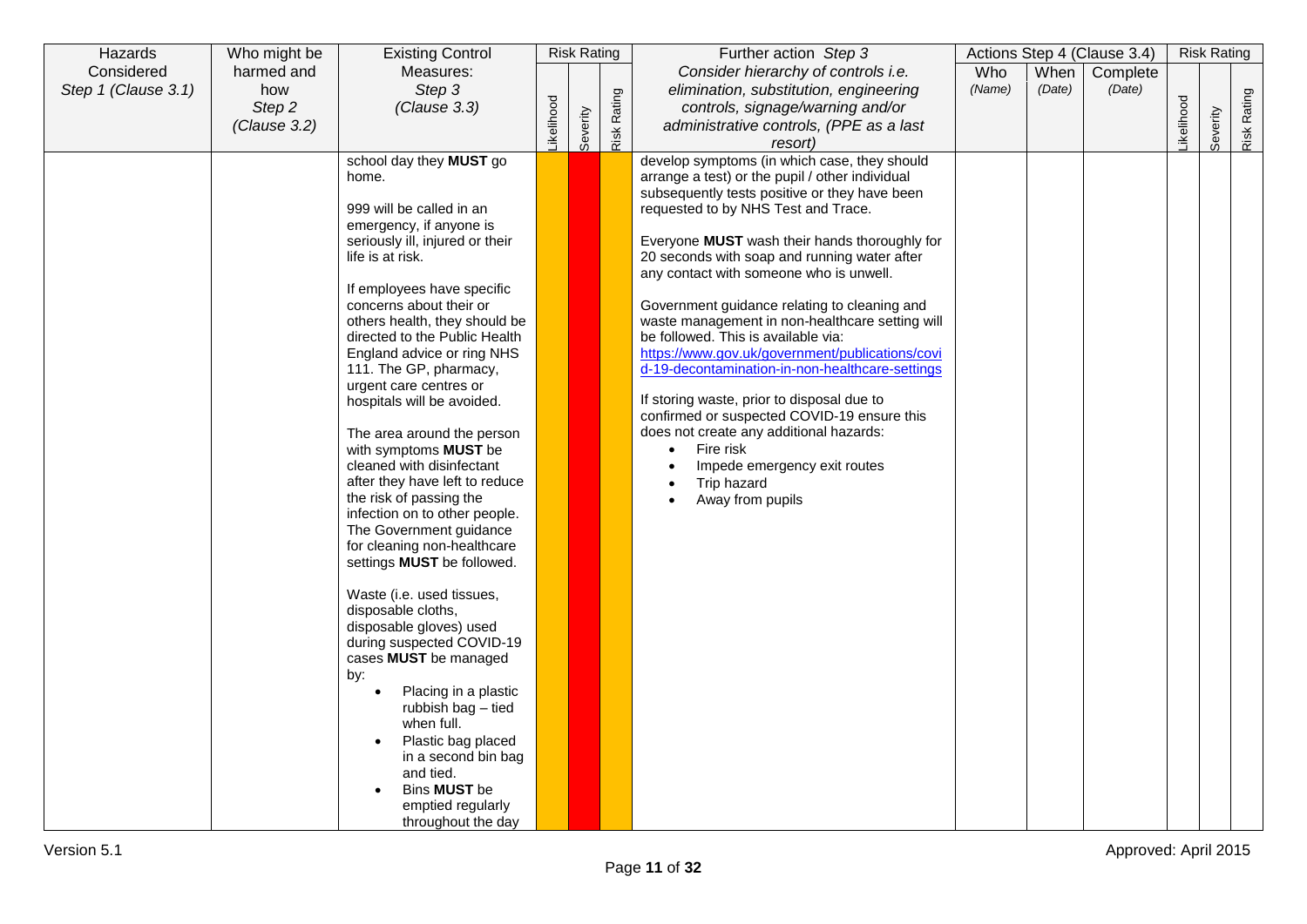| Hazards Considered *Step 1 (Clause 3.1)* | Who might be harmed and how *Step 2 (Clause 3.2)* | Existing Control Measures: *Step 3 (Clause 3.3)* | Risk Rating | | | Further action *Step 3* *Consider hierarchy of controls i.e. elimination, substitution, engineering controls, signage/warning and/or administrative controls, (PPE as a last resort)* | Actions Step 4 (Clause 3.4) | | | Risk Rating | | |
|---|---|---|---|---|---|---|---|---|---|---|---|---|
| | | | Likelihood | Severity | Risk Rating | | Who *(Name)* | When *(Date)* | Complete *(Date)* | Likelihood | Severity | Risk Rating |
| | | school day they **MUST** go home.<br><br>999 will be called in an emergency, if anyone is seriously ill, injured or their life is at risk.<br><br>If employees have specific concerns about their or others health, they should be directed to the Public Health England advice or ring NHS 111. The GP, pharmacy, urgent care centres or hospitals will be avoided.<br><br>The area around the person with symptoms **MUST** be cleaned with disinfectant after they have left to reduce the risk of passing the infection on to other people. The Government guidance for cleaning non-healthcare settings **MUST** be followed.<br><br>Waste (i.e. used tissues, disposable cloths, disposable gloves) used during suspected COVID-19 cases **MUST** be managed by:<br>• Placing in a plastic rubbish bag – tied when full.<br>• Plastic bag placed in a second bin bag and tied.<br>• Bins **MUST** be emptied regularly throughout the day | | | | develop symptoms (in which case, they should arrange a test) or the pupil / other individual subsequently tests positive or they have been requested to by NHS Test and Trace.<br><br>Everyone **MUST** wash their hands thoroughly for 20 seconds with soap and running water after any contact with someone who is unwell.<br><br>Government guidance relating to cleaning and waste management in non-healthcare setting will be followed. This is available via: https://www.gov.uk/government/publications/covid-19-decontamination-in-non-healthcare-settings<br><br>If storing waste, prior to disposal due to confirmed or suspected COVID-19 ensure this does not create any additional hazards:<br>• Fire risk<br>• Impede emergency exit routes<br>• Trip hazard<br>• Away from pupils | | | | | | |

Version 5.1

Approved: April 2015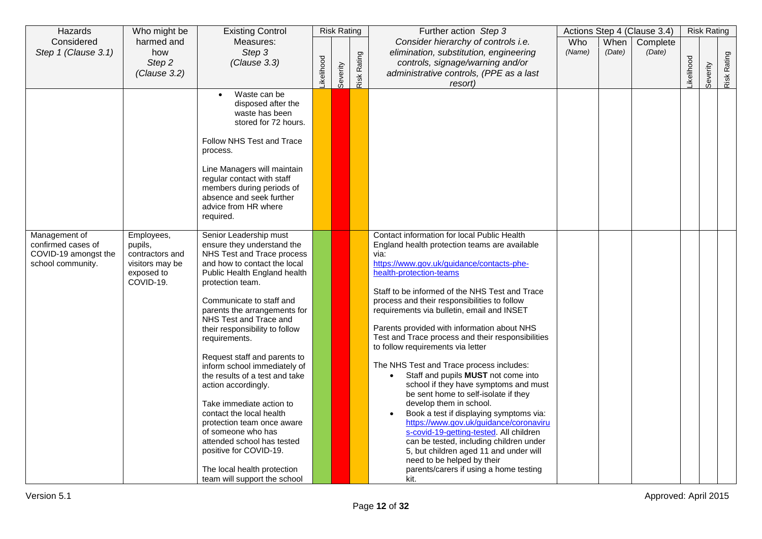| Hazards Considered *Step 1 (Clause 3.1)* | Who might be harmed and how *Step 2 (Clause 3.2)* | Existing Control Measures: *Step 3 (Clause 3.3)* | Risk Rating | | | Further action *Step 3* *Consider hierarchy of controls i.e. elimination, substitution, engineering controls, signage/warning and/or administrative controls, (PPE as a last resort)* | Actions Step 4 (Clause 3.4) | | | Risk Rating | | |
|---|---|---|---|---|---|---|---|---|---|---|---|---|
| | | | Likelihood | Severity | Risk Rating | | Who *(Name)* | When *(Date)* | Complete *(Date)* | Likelihood | Severity | Risk Rating |
| | | <ul><li>Waste can be disposed after the waste has been stored for 72 hours.</li></ul> Follow NHS Test and Trace process.<br><br>Line Managers will maintain regular contact with staff members during periods of absence and seek further advice from HR where required. | | | | | | | | | | |
| Management of confirmed cases of COVID-19 amongst the school community. | Employees, pupils, contractors and visitors may be exposed to COVID-19. | Senior Leadership must ensure they understand the NHS Test and Trace process and how to contact the local Public Health England health protection team.<br><br>Communicate to staff and parents the arrangements for NHS Test and Trace and their responsibility to follow requirements.<br><br>Request staff and parents to inform school immediately of the results of a test and take action accordingly.<br><br>Take immediate action to contact the local health protection team once aware of someone who has attended school has tested positive for COVID-19.<br><br>The local health protection team will support the school | | | | Contact information for local Public Health England health protection teams are available via: [https://www.gov.uk/guidance/contacts-phe-health-protection-teams](https://www.gov.uk/guidance/contacts-phe-health-protection-teams)<br><br>Staff to be informed of the NHS Test and Trace process and their responsibilities to follow requirements via bulletin, email and INSET<br><br>Parents provided with information about NHS Test and Trace process and their responsibilities to follow requirements via letter<br><br>The NHS Test and Trace process includes:<ul><li>Staff and pupils **MUST** not come into school if they have symptoms and must be sent home to self-isolate if they develop them in school.</li><li>Book a test if displaying symptoms via: [https://www.gov.uk/guidance/coronavirus-covid-19-getting-tested](https://www.gov.uk/guidance/coronavirus-covid-19-getting-tested). All children can be tested, including children under 5, but children aged 11 and under will need to be helped by their parents/carers if using a home testing kit.</li></ul> | | | | | | |

Version 5.1

Approved: April 2015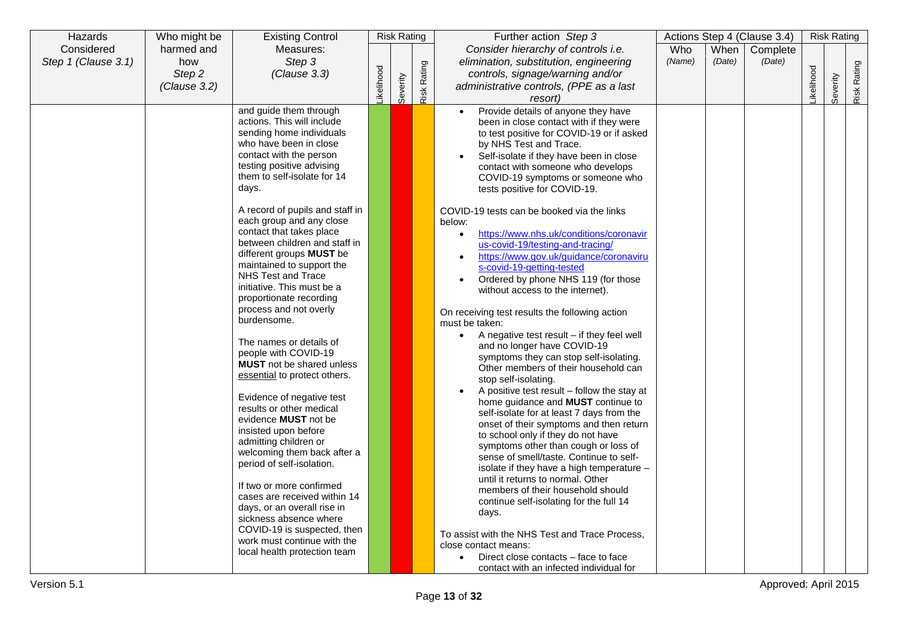| Hazards Considered *Step 1 (Clause 3.1)* | Who might be harmed and how *Step 2 (Clause 3.2)* | Existing Control Measures: *Step 3 (Clause 3.3)* | Risk Rating | | | Further action *Step 3* *Consider hierarchy of controls i.e. elimination, substitution, engineering controls, signage/warning and/or administrative controls, (PPE as a last resort)* | Actions Step 4 (Clause 3.4) | | | Risk Rating | | |
|---|---|---|---|---|---|---|---|---|---|---|---|---|
| | | | Likelihood | Severity | Risk Rating | | Who *(Name)* | When *(Date)* | Complete *(Date)* | Likelihood | Severity | Risk Rating |
| | | and guide them through actions. This will include sending home individuals who have been in close contact with the person testing positive advising them to self-isolate for 14 days.<br><br>A record of pupils and staff in each group and any close contact that takes place between children and staff in different groups **MUST** be maintained to support the NHS Test and Trace initiative. This must be a proportionate recording process and not overly burdensome.<br><br>The names or details of people with COVID-19 **MUST** not be shared unless essential to protect others.<br><br>Evidence of negative test results or other medical evidence **MUST** not be insisted upon before admitting children or welcoming them back after a period of self-isolation.<br><br>If two or more confirmed cases are received within 14 days, or an overall rise in sickness absence where COVID-19 is suspected, then work must continue with the local health protection team | | | | • Provide details of anyone they have been in close contact with if they were to test positive for COVID-19 or if asked by NHS Test and Trace.<br>• Self-isolate if they have been in close contact with someone who develops COVID-19 symptoms or someone who tests positive for COVID-19.<br><br>COVID-19 tests can be booked via the links below:<br>• https://www.nhs.uk/conditions/coronavirus-covid-19/testing-and-tracing/<br>• https://www.gov.uk/guidance/coronavirus-covid-19-getting-tested<br>• Ordered by phone NHS 119 (for those without access to the internet).<br><br>On receiving test results the following action must be taken:<br>• A negative test result – if they feel well and no longer have COVID-19 symptoms they can stop self-isolating. Other members of their household can stop self-isolating.<br>• A positive test result – follow the stay at home guidance and **MUST** continue to self-isolate for at least 7 days from the onset of their symptoms and then return to school only if they do not have symptoms other than cough or loss of sense of smell/taste. Continue to self-isolate if they have a high temperature – until it returns to normal. Other members of their household should continue self-isolating for the full 14 days.<br><br>To assist with the NHS Test and Trace Process, close contact means:<br>• Direct close contacts – face to face contact with an infected individual for | | | | | | |

Version 5.1

Approved: April 2015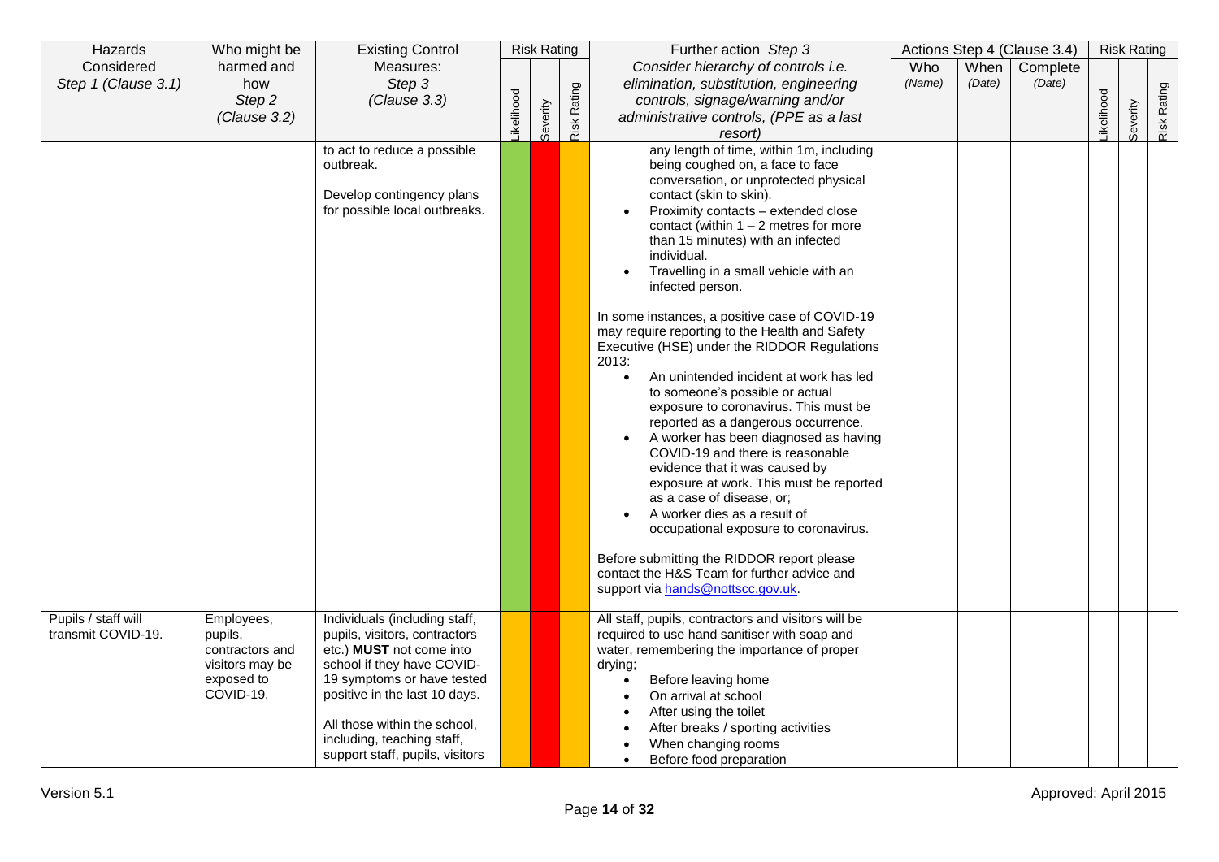| Hazards Considered *Step 1 (Clause 3.1)* | Who might be harmed and how *Step 2 (Clause 3.2)* | Existing Control Measures: *Step 3 (Clause 3.3)* | Risk Rating | | | Further action *Step 3* *Consider hierarchy of controls i.e. elimination, substitution, engineering controls, signage/warning and/or administrative controls, (PPE as a last resort)* | Actions Step 4 (Clause 3.4) | | | Risk Rating | | |
|---|---|---|---|---|---|---|---|---|---|---|---|---|
| | | | Likelihood | Severity | Risk Rating | | Who *(Name)* | When *(Date)* | Complete *(Date)* | Likelihood | Severity | Risk Rating |
| | | to act to reduce a possible outbreak.<br><br>Develop contingency plans for possible local outbreaks. | | | | any length of time, within 1m, including being coughed on, a face to face conversation, or unprotected physical contact (skin to skin).<br>• Proximity contacts – extended close contact (within 1 – 2 metres for more than 15 minutes) with an infected individual.<br>• Travelling in a small vehicle with an infected person.<br><br>In some instances, a positive case of COVID-19 may require reporting to the Health and Safety Executive (HSE) under the RIDDOR Regulations 2013:<br>• An unintended incident at work has led to someone's possible or actual exposure to coronavirus. This must be reported as a dangerous occurrence.<br>• A worker has been diagnosed as having COVID-19 and there is reasonable evidence that it was caused by exposure at work. This must be reported as a case of disease, or;<br>• A worker dies as a result of occupational exposure to coronavirus.<br><br>Before submitting the RIDDOR report please contact the H&S Team for further advice and support via hands@nottscc.gov.uk. | | | | | | |
| Pupils / staff will transmit COVID-19. | Employees, pupils, contractors and visitors may be exposed to COVID-19. | Individuals (including staff, pupils, visitors, contractors etc.) **MUST** not come into school if they have COVID-19 symptoms or have tested positive in the last 10 days.<br><br>All those within the school, including, teaching staff, support staff, pupils, visitors | | | | All staff, pupils, contractors and visitors will be required to use hand sanitiser with soap and water, remembering the importance of proper drying;<br>• Before leaving home<br>• On arrival at school<br>• After using the toilet<br>• After breaks / sporting activities<br>• When changing rooms<br>• Before food preparation | | | | | | |

Version 5.1

Approved: April 2015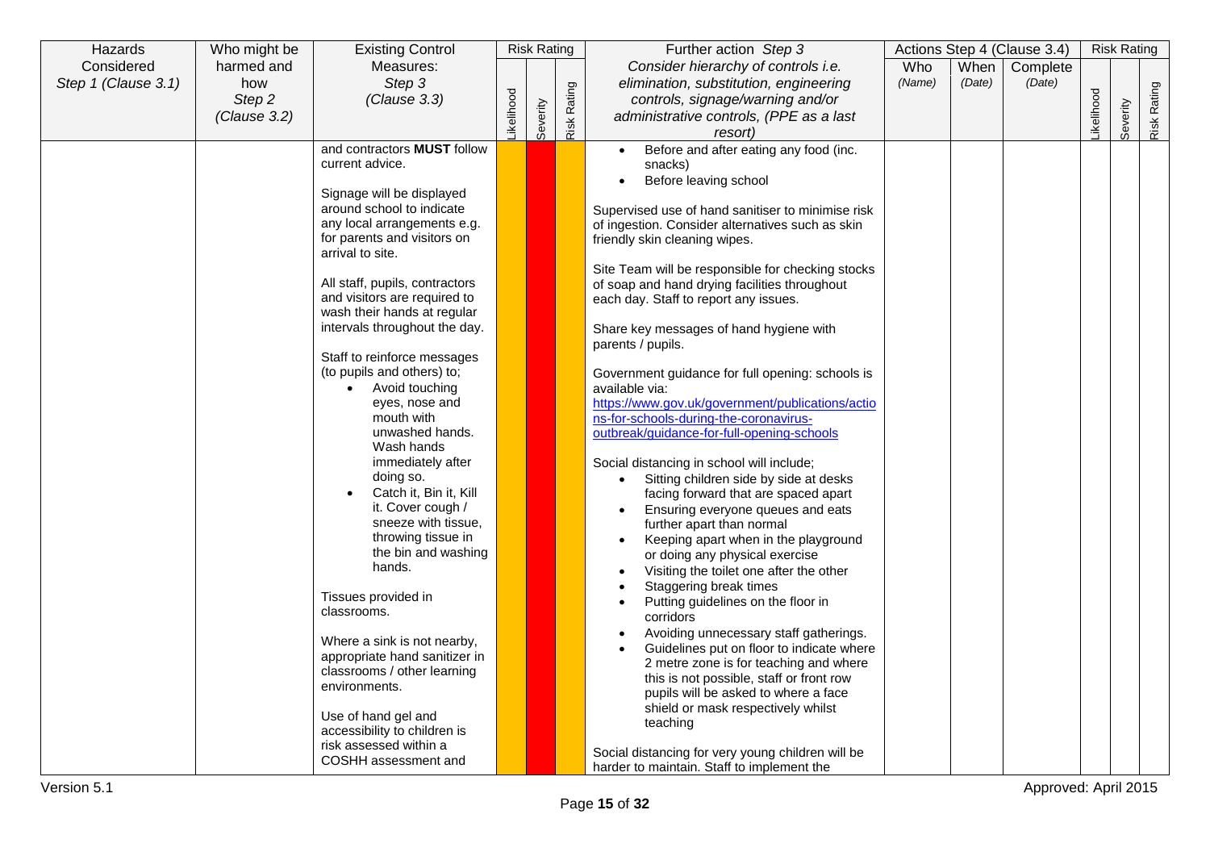| Hazards Considered *Step 1 (Clause 3.1)* | Who might be harmed and how *Step 2 (Clause 3.2)* | Existing Control Measures: *Step 3 (Clause 3.3)* | Risk Rating | | | Further action *Step 3* *Consider hierarchy of controls i.e. elimination, substitution, engineering controls, signage/warning and/or administrative controls, (PPE as a last resort)* | Actions Step 4 (Clause 3.4) | | | Risk Rating | | |
|---|---|---|---|---|---|---|---|---|---|---|---|---|
| | | | Likelihood | Severity | Risk Rating | | Who *(Name)* | When *(Date)* | Complete *(Date)* | Likelihood | Severity | Risk Rating |
| | | and contractors **MUST** follow current advice.<br><br>Signage will be displayed around school to indicate any local arrangements e.g. for parents and visitors on arrival to site.<br><br>All staff, pupils, contractors and visitors are required to wash their hands at regular intervals throughout the day.<br><br>Staff to reinforce messages (to pupils and others) to;<br>• Avoid touching eyes, nose and mouth with unwashed hands. Wash hands immediately after doing so.<br>• Catch it, Bin it, Kill it. Cover cough / sneeze with tissue, throwing tissue in the bin and washing hands.<br><br>Tissues provided in classrooms.<br><br>Where a sink is not nearby, appropriate hand sanitizer in classrooms / other learning environments.<br><br>Use of hand gel and accessibility to children is risk assessed within a COSHH assessment and | | | | • Before and after eating any food (inc. snacks)<br>• Before leaving school<br><br>Supervised use of hand sanitiser to minimise risk of ingestion. Consider alternatives such as skin friendly skin cleaning wipes.<br><br>Site Team will be responsible for checking stocks of soap and hand drying facilities throughout each day. Staff to report any issues.<br><br>Share key messages of hand hygiene with parents / pupils.<br><br>Government guidance for full opening: schools is available via: https://www.gov.uk/government/publications/actions-for-schools-during-the-coronavirus-outbreak/guidance-for-full-opening-schools<br><br>Social distancing in school will include;<br>• Sitting children side by side at desks facing forward that are spaced apart<br>• Ensuring everyone queues and eats further apart than normal<br>• Keeping apart when in the playground or doing any physical exercise<br>• Visiting the toilet one after the other<br>• Staggering break times<br>• Putting guidelines on the floor in corridors<br>• Avoiding unnecessary staff gatherings.<br>• Guidelines put on floor to indicate where 2 metre zone is for teaching and where this is not possible, staff or front row pupils will be asked to where a face shield or mask respectively whilst teaching<br><br>Social distancing for very young children will be harder to maintain. Staff to implement the | | | | | | |

Version 5.1 Approved: April 2015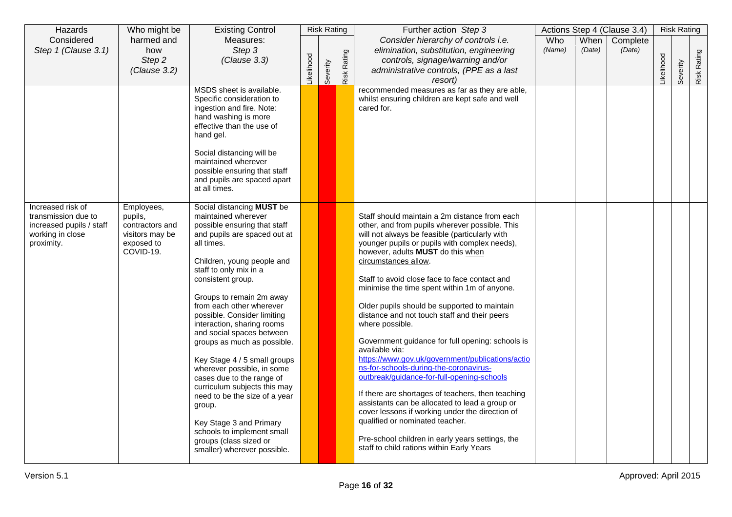| Hazards Considered *Step 1 (Clause 3.1)* | Who might be harmed and how *Step 2 (Clause 3.2)* | Existing Control Measures: *Step 3 (Clause 3.3)* | Risk Rating | | | Further action *Step 3* *Consider hierarchy of controls i.e. elimination, substitution, engineering controls, signage/warning and/or administrative controls, (PPE as a last resort)* | Actions Step 4 (Clause 3.4) | | | Risk Rating | | |
|---|---|---|---|---|---|---|---|---|---|---|---|---|
| | | | Likelihood | Severity | Risk Rating | | Who *(Name)* | When *(Date)* | Complete *(Date)* | Likelihood | Severity | Risk Rating |
| | | MSDS sheet is available. Specific consideration to ingestion and fire. Note: hand washing is more effective than the use of hand gel.<br><br>Social distancing will be maintained wherever possible ensuring that staff and pupils are spaced apart at all times. | | | | recommended measures as far as they are able, whilst ensuring children are kept safe and well cared for. | | | | | | |
| Increased risk of transmission due to increased pupils / staff working in close proximity. | Employees, pupils, contractors and visitors may be exposed to COVID-19. | Social distancing **MUST** be maintained wherever possible ensuring that staff and pupils are spaced out at all times.<br><br>Children, young people and staff to only mix in a consistent group.<br><br>Groups to remain 2m away from each other wherever possible. Consider limiting interaction, sharing rooms and social spaces between groups as much as possible.<br><br>Key Stage 4 / 5 small groups wherever possible, in some cases due to the range of curriculum subjects this may need to be the size of a year group.<br><br>Key Stage 3 and Primary schools to implement small groups (class sized or smaller) wherever possible. | | | | Staff should maintain a 2m distance from each other, and from pupils wherever possible. This will not always be feasible (particularly with younger pupils or pupils with complex needs), however, adults **MUST** do this when circumstances allow.<br><br>Staff to avoid close face to face contact and minimise the time spent within 1m of anyone.<br><br>Older pupils should be supported to maintain distance and not touch staff and their peers where possible.<br><br>Government guidance for full opening: schools is available via: https://www.gov.uk/government/publications/actions-for-schools-during-the-coronavirus-outbreak/guidance-for-full-opening-schools<br><br>If there are shortages of teachers, then teaching assistants can be allocated to lead a group or cover lessons if working under the direction of qualified or nominated teacher.<br><br>Pre-school children in early years settings, the staff to child rations within Early Years | | | | | | |

Version 5.1

Approved: April 2015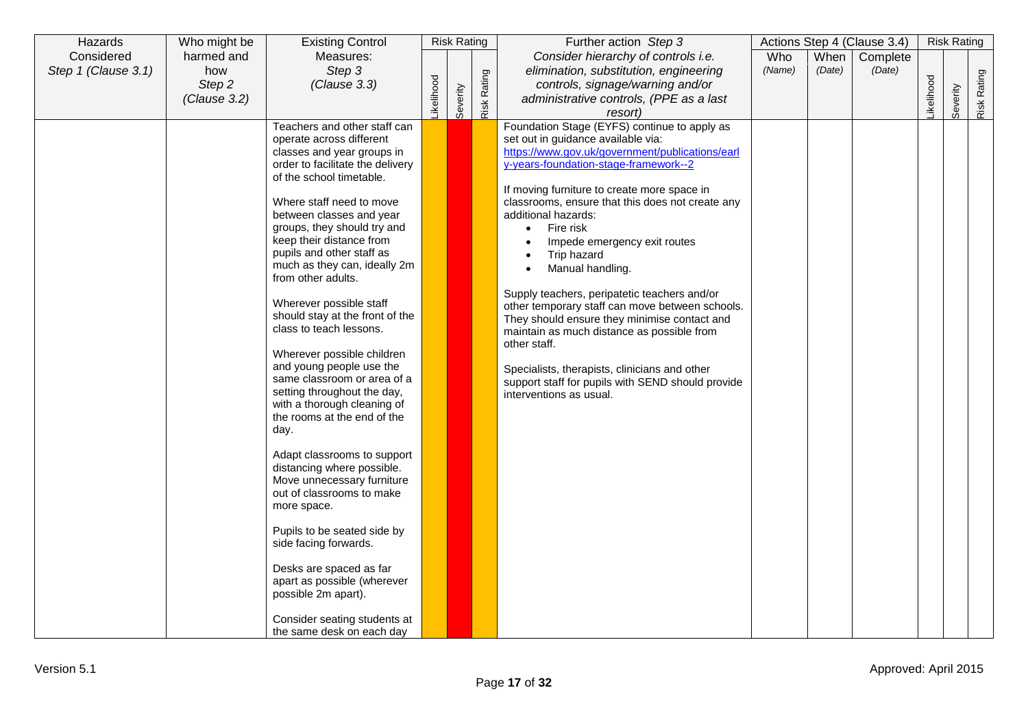| Hazards Considered *Step 1 (Clause 3.1)* | Who might be harmed and how *Step 2 (Clause 3.2)* | Existing Control Measures: *Step 3 (Clause 3.3)* | Risk Rating | | | Further action *Step 3* *Consider hierarchy of controls i.e. elimination, substitution, engineering controls, signage/warning and/or administrative controls, (PPE as a last resort)* | Actions Step 4 (Clause 3.4) | | | Risk Rating | | |
|---|---|---|---|---|---|---|---|---|---|---|---|---|
| | | | Likelihood | Severity | Risk Rating | | Who *(Name)* | When *(Date)* | Complete *(Date)* | Likelihood | Severity | Risk Rating |
| | | Teachers and other staff can operate across different classes and year groups in order to facilitate the delivery of the school timetable.<br><br>Where staff need to move between classes and year groups, they should try and keep their distance from pupils and other staff as much as they can, ideally 2m from other adults.<br><br>Wherever possible staff should stay at the front of the class to teach lessons.<br><br>Wherever possible children and young people use the same classroom or area of a setting throughout the day, with a thorough cleaning of the rooms at the end of the day.<br><br>Adapt classrooms to support distancing where possible. Move unnecessary furniture out of classrooms to make more space.<br><br>Pupils to be seated side by side facing forwards.<br><br>Desks are spaced as far apart as possible (wherever possible 2m apart).<br><br>Consider seating students at the same desk on each day | | | | Foundation Stage (EYFS) continue to apply as set out in guidance available via: https://www.gov.uk/government/publications/early-years-foundation-stage-framework--2<br><br>If moving furniture to create more space in classrooms, ensure that this does not create any additional hazards:<br>• Fire risk<br>• Impede emergency exit routes<br>• Trip hazard<br>• Manual handling.<br><br>Supply teachers, peripatetic teachers and/or other temporary staff can move between schools. They should ensure they minimise contact and maintain as much distance as possible from other staff.<br><br>Specialists, therapists, clinicians and other support staff for pupils with SEND should provide interventions as usual. | | | | | | |

Version 5.1

Approved: April 2015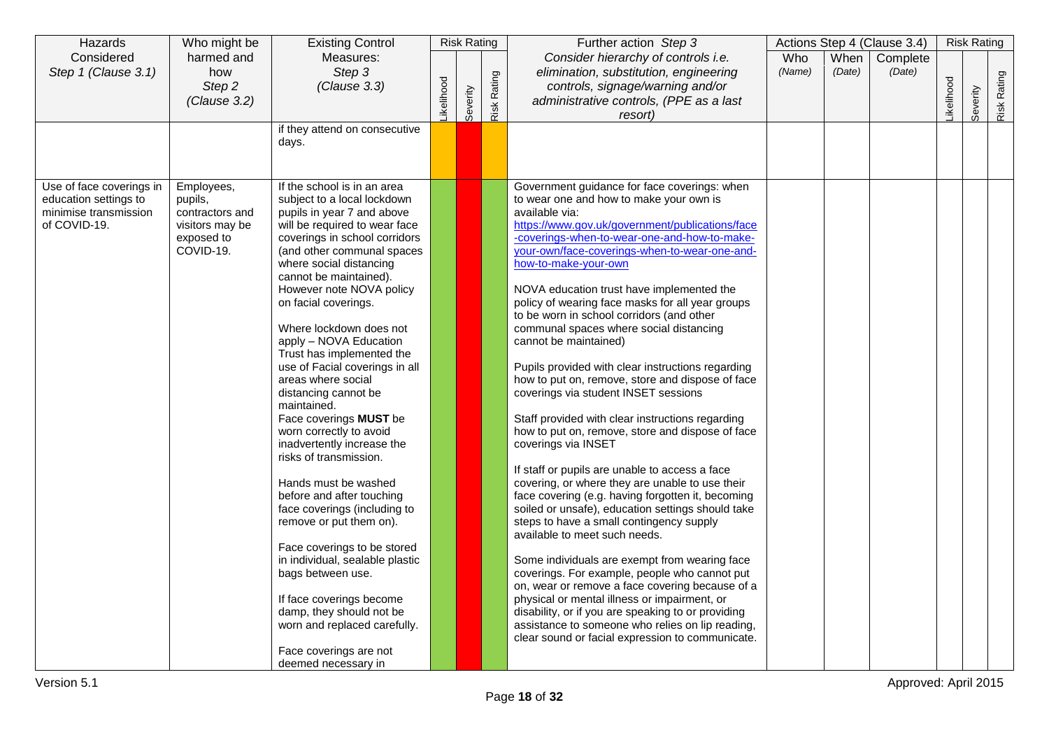| Hazards Considered *Step 1 (Clause 3.1)* | Who might be harmed and how *Step 2 (Clause 3.2)* | Existing Control Measures: *Step 3 (Clause 3.3)* | Risk Rating | | | Further action *Step 3* *Consider hierarchy of controls i.e. elimination, substitution, engineering controls, signage/warning and/or administrative controls, (PPE as a last resort)* | Actions Step 4 (Clause 3.4) | | | Risk Rating | | |
|---|---|---|---|---|---|---|---|---|---|---|---|---|
| | | | Likelihood | Severity | Risk Rating | | Who *(Name)* | When *(Date)* | Complete *(Date)* | Likelihood | Severity | Risk Rating |
| | | if they attend on consecutive days. | | | | | | | | | | |
| Use of face coverings in education settings to minimise transmission of COVID-19. | Employees, pupils, contractors and visitors may be exposed to COVID-19. | If the school is in an area subject to a local lockdown pupils in year 7 and above will be required to wear face coverings in school corridors (and other communal spaces where social distancing cannot be maintained). However note NOVA policy on facial coverings.<br><br>Where lockdown does not apply – NOVA Education Trust has implemented the use of Facial coverings in all areas where social distancing cannot be maintained.<br>Face coverings **MUST** be worn correctly to avoid inadvertently increase the risks of transmission.<br><br>Hands must be washed before and after touching face coverings (including to remove or put them on).<br><br>Face coverings to be stored in individual, sealable plastic bags between use.<br><br>If face coverings become damp, they should not be worn and replaced carefully.<br><br>Face coverings are not deemed necessary in | | | | Government guidance for face coverings: when to wear one and how to make your own is available via: https://www.gov.uk/government/publications/face-coverings-when-to-wear-one-and-how-to-make-your-own/face-coverings-when-to-wear-one-and-how-to-make-your-own<br><br>NOVA education trust have implemented the policy of wearing face masks for all year groups to be worn in school corridors (and other communal spaces where social distancing cannot be maintained)<br><br>Pupils provided with clear instructions regarding how to put on, remove, store and dispose of face coverings via student INSET sessions<br><br>Staff provided with clear instructions regarding how to put on, remove, store and dispose of face coverings via INSET<br><br>If staff or pupils are unable to access a face covering, or where they are unable to use their face covering (e.g. having forgotten it, becoming soiled or unsafe), education settings should take steps to have a small contingency supply available to meet such needs.<br><br>Some individuals are exempt from wearing face coverings. For example, people who cannot put on, wear or remove a face covering because of a physical or mental illness or impairment, or disability, or if you are speaking to or providing assistance to someone who relies on lip reading, clear sound or facial expression to communicate. | | | | | | |

Version 5.1 Approved: April 2015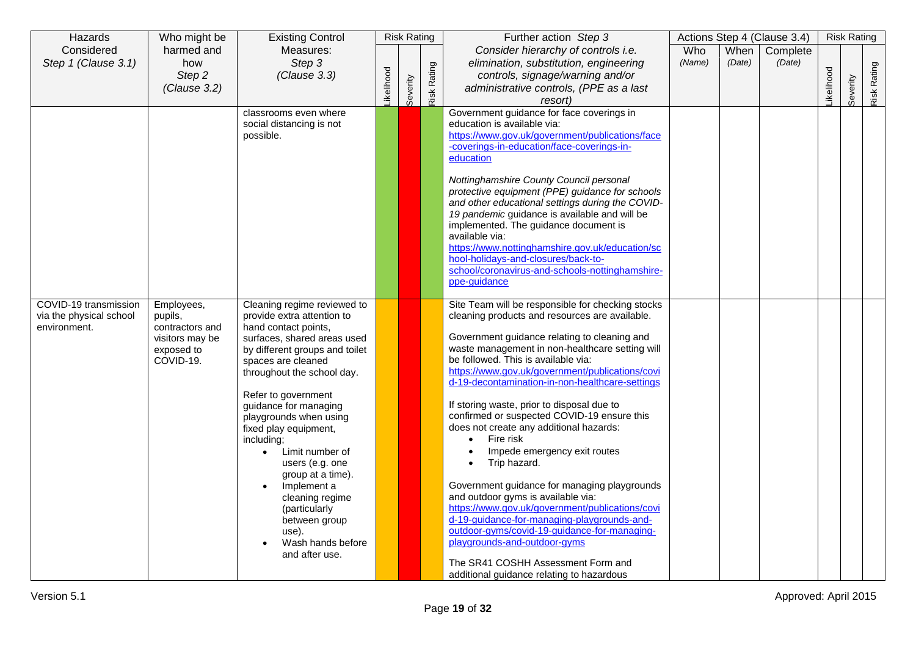| Hazards Considered *Step 1 (Clause 3.1)* | Who might be harmed and how *Step 2 (Clause 3.2)* | Existing Control Measures: *Step 3 (Clause 3.3)* | Risk Rating | | | Further action *Step 3* *Consider hierarchy of controls i.e. elimination, substitution, engineering controls, signage/warning and/or administrative controls, (PPE as a last resort)* | Actions Step 4 (Clause 3.4) | | | Risk Rating | | |
|---|---|---|---|---|---|---|---|---|---|---|---|---|
| | | | Likelihood | Severity | Risk Rating | | Who *(Name)* | When *(Date)* | Complete *(Date)* | Likelihood | Severity | Risk Rating |
| | | classrooms even where social distancing is not possible. | | | | Government guidance for face coverings in education is available via: https://www.gov.uk/government/publications/face-coverings-in-education/face-coverings-in-education<br><br>*Nottinghamshire County Council personal protective equipment (PPE) guidance for schools and other educational settings during the COVID-19 pandemic* guidance is available and will be implemented. The guidance document is available via: https://www.nottinghamshire.gov.uk/education/school-holidays-and-closures/back-to-school/coronavirus-and-schools-nottinghamshire-ppe-guidance | | | | | | |
| COVID-19 transmission via the physical school environment. | Employees, pupils, contractors and visitors may be exposed to COVID-19. | Cleaning regime reviewed to provide extra attention to hand contact points, surfaces, shared areas used by different groups and toilet spaces are cleaned throughout the school day.<br><br>Refer to government guidance for managing playgrounds when using fixed play equipment, including;<br>• Limit number of users (e.g. one group at a time).<br>• Implement a cleaning regime (particularly between group use).<br>• Wash hands before and after use. | | | | Site Team will be responsible for checking stocks cleaning products and resources are available.<br><br>Government guidance relating to cleaning and waste management in non-healthcare setting will be followed. This is available via: https://www.gov.uk/government/publications/covid-19-decontamination-in-non-healthcare-settings<br><br>If storing waste, prior to disposal due to confirmed or suspected COVID-19 ensure this does not create any additional hazards:<br>• Fire risk<br>• Impede emergency exit routes<br>• Trip hazard.<br><br>Government guidance for managing playgrounds and outdoor gyms is available via: https://www.gov.uk/government/publications/covid-19-guidance-for-managing-playgrounds-and-outdoor-gyms/covid-19-guidance-for-managing-playgrounds-and-outdoor-gyms<br><br>The SR41 COSHH Assessment Form and additional guidance relating to hazardous | | | | | | |

Version 5.1 | Approved: April 2015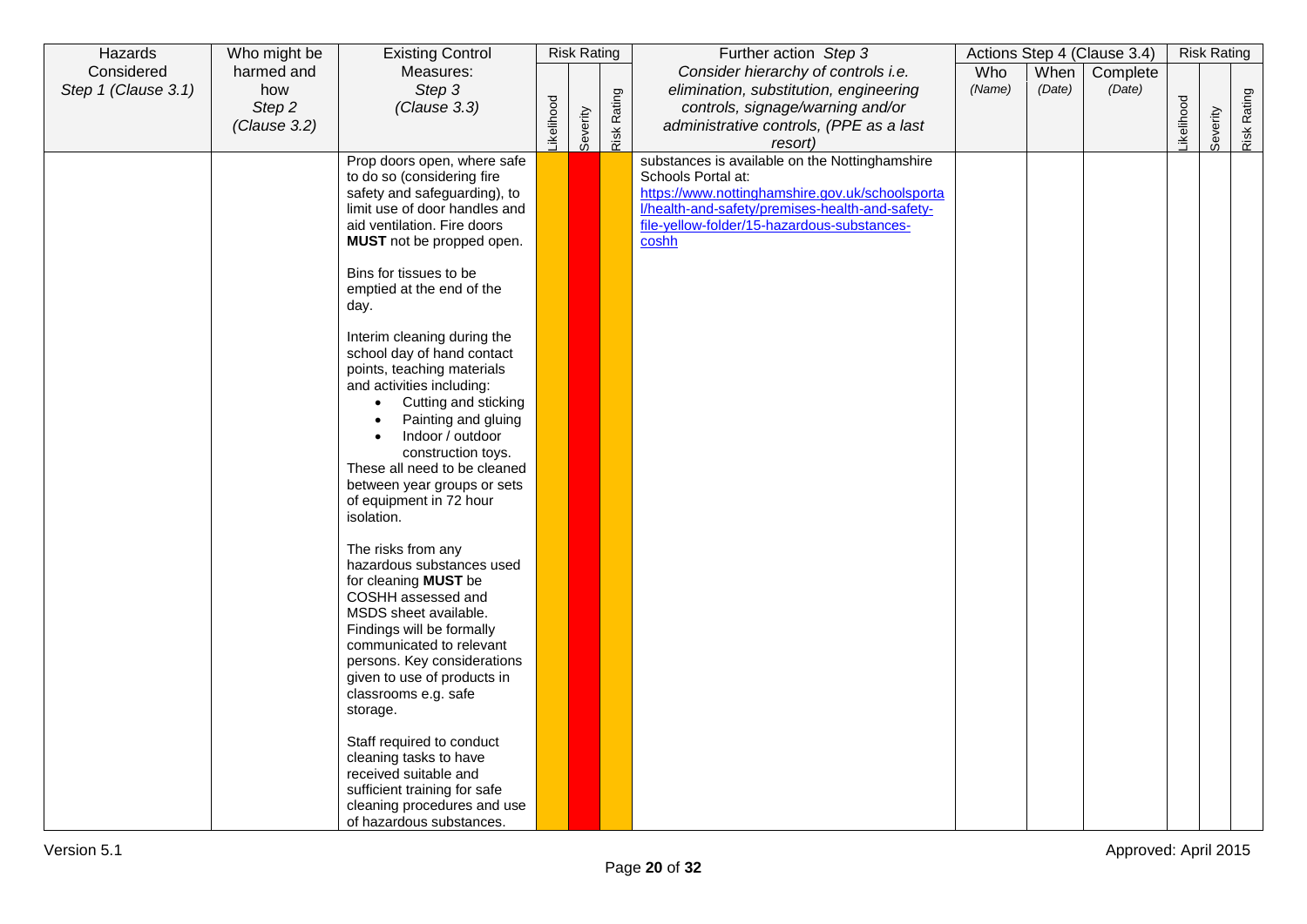| Hazards Considered *Step 1 (Clause 3.1)* | Who might be harmed and how *Step 2 (Clause 3.2)* | Existing Control Measures: *Step 3 (Clause 3.3)* | Risk Rating | | | Further action *Step 3* *Consider hierarchy of controls i.e. elimination, substitution, engineering controls, signage/warning and/or administrative controls, (PPE as a last resort)* | Actions Step 4 (Clause 3.4) | | | Risk Rating | | |
|---|---|---|---|---|---|---|---|---|---|---|---|---|
| | | | Likelihood | Severity | Risk Rating | | Who *(Name)* | When *(Date)* | Complete *(Date)* | Likelihood | Severity | Risk Rating |
| | | Prop doors open, where safe to do so (considering fire safety and safeguarding), to limit use of door handles and aid ventilation. Fire doors **MUST** not be propped open.<br><br>Bins for tissues to be emptied at the end of the day.<br><br>Interim cleaning during the school day of hand contact points, teaching materials and activities including:<br>• Cutting and sticking<br>• Painting and gluing<br>• Indoor / outdoor construction toys.<br>These all need to be cleaned between year groups or sets of equipment in 72 hour isolation.<br><br>The risks from any hazardous substances used for cleaning **MUST** be COSHH assessed and MSDS sheet available. Findings will be formally communicated to relevant persons. Key considerations given to use of products in classrooms e.g. safe storage.<br><br>Staff required to conduct cleaning tasks to have received suitable and sufficient training for safe cleaning procedures and use of hazardous substances. | | | | substances is available on the Nottinghamshire Schools Portal at: https://www.nottinghamshire.gov.uk/schoolsportal/health-and-safety/premises-health-and-safety-file-yellow-folder/15-hazardous-substances-coshh | | | | | | |

Version 5.1

Approved: April 2015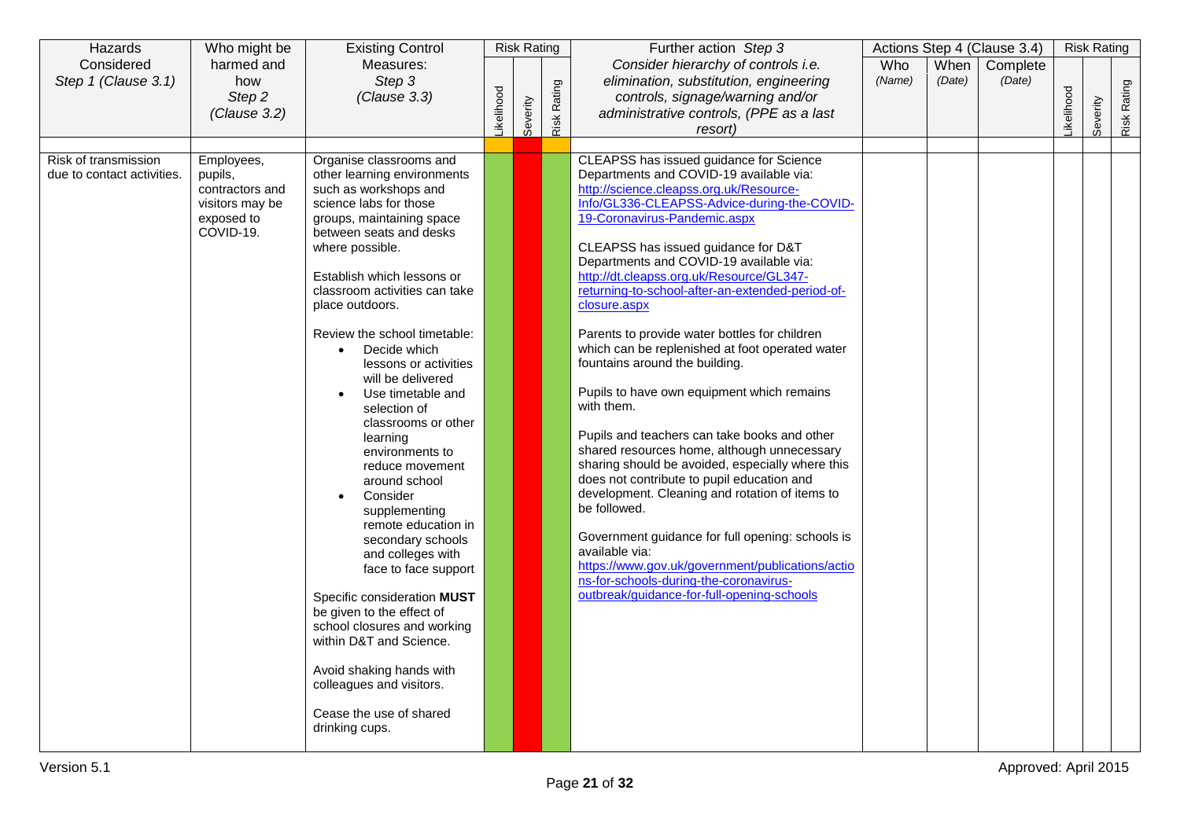| Hazards Considered *Step 1 (Clause 3.1)* | Who might be harmed and how *Step 2 (Clause 3.2)* | Existing Control Measures: *Step 3 (Clause 3.3)* | Risk Rating | | | Further action *Step 3* *Consider hierarchy of controls i.e. elimination, substitution, engineering controls, signage/warning and/or administrative controls, (PPE as a last resort)* | Actions Step 4 (Clause 3.4) | | | Risk Rating | | |
|---|---|---|---|---|---|---|---|---|---|---|---|---|
| | | | Likelihood | Severity | Risk Rating | | Who *(Name)* | When *(Date)* | Complete *(Date)* | Likelihood | Severity | Risk Rating |
| Risk of transmission due to contact activities. | Employees, pupils, contractors and visitors may be exposed to COVID-19. | Organise classrooms and other learning environments such as workshops and science labs for those groups, maintaining space between seats and desks where possible.<br><br>Establish which lessons or classroom activities can take place outdoors.<br><br>Review the school timetable:<br>• Decide which lessons or activities will be delivered<br>• Use timetable and selection of classrooms or other learning environments to reduce movement around school<br>• Consider supplementing remote education in secondary schools and colleges with face to face support<br><br>Specific consideration **MUST** be given to the effect of school closures and working within D&T and Science.<br><br>Avoid shaking hands with colleagues and visitors.<br><br>Cease the use of shared drinking cups. | | | | CLEAPSS has issued guidance for Science Departments and COVID-19 available via: http://science.cleapss.org.uk/Resource-Info/GL336-CLEAPSS-Advice-during-the-COVID-19-Coronavirus-Pandemic.aspx<br><br>CLEAPSS has issued guidance for D&T Departments and COVID-19 available via: http://dt.cleapss.org.uk/Resource/GL347-returning-to-school-after-an-extended-period-of-closure.aspx<br><br>Parents to provide water bottles for children which can be replenished at foot operated water fountains around the building.<br><br>Pupils to have own equipment which remains with them.<br><br>Pupils and teachers can take books and other shared resources home, although unnecessary sharing should be avoided, especially where this does not contribute to pupil education and development. Cleaning and rotation of items to be followed.<br><br>Government guidance for full opening: schools is available via: https://www.gov.uk/government/publications/actions-for-schools-during-the-coronavirus-outbreak/guidance-for-full-opening-schools | | | | | | |

Version 5.1 Approved: April 2015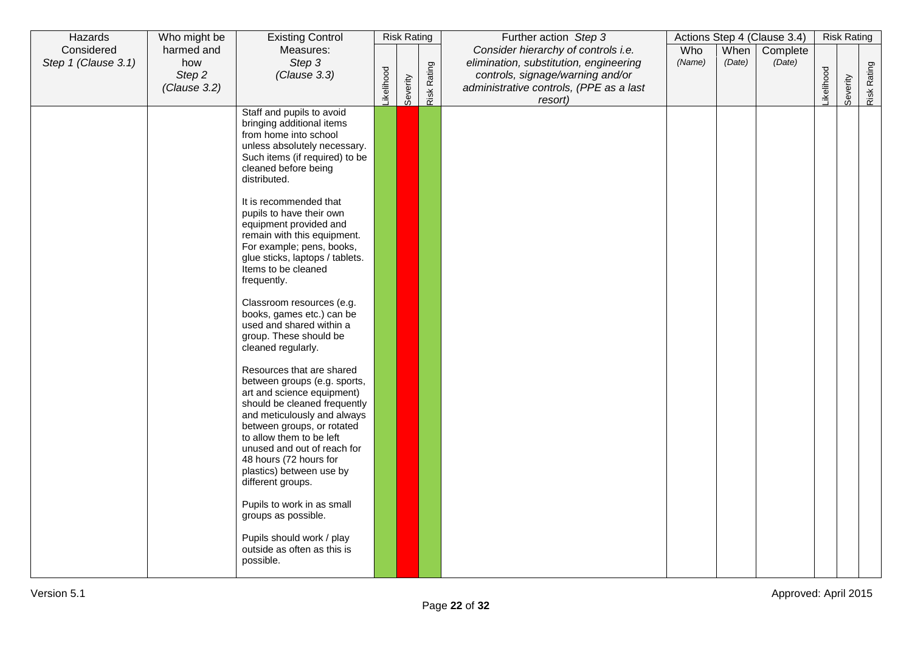| Hazards Considered *Step 1 (Clause 3.1)* | Who might be harmed and how *Step 2 (Clause 3.2)* | Existing Control Measures: *Step 3 (Clause 3.3)* | Risk Rating | | | Further action *Step 3* *Consider hierarchy of controls i.e. elimination, substitution, engineering controls, signage/warning and/or administrative controls, (PPE as a last resort)* | Actions Step 4 (Clause 3.4) | | | Risk Rating | | |
|---|---|---|---|---|---|---|---|---|---|---|---|---|
| | | | Likelihood | Severity | Risk Rating | | Who *(Name)* | When *(Date)* | Complete *(Date)* | Likelihood | Severity | Risk Rating |
| | | Staff and pupils to avoid bringing additional items from home into school unless absolutely necessary. Such items (if required) to be cleaned before being distributed.<br><br>It is recommended that pupils to have their own equipment provided and remain with this equipment. For example; pens, books, glue sticks, laptops / tablets. Items to be cleaned frequently.<br><br>Classroom resources (e.g. books, games etc.) can be used and shared within a group. These should be cleaned regularly.<br><br>Resources that are shared between groups (e.g. sports, art and science equipment) should be cleaned frequently and meticulously and always between groups, or rotated to allow them to be left unused and out of reach for 48 hours (72 hours for plastics) between use by different groups.<br><br>Pupils to work in as small groups as possible.<br><br>Pupils should work / play outside as often as this is possible. | | | | | | | | | | |

Version 5.1 — Approved: April 2015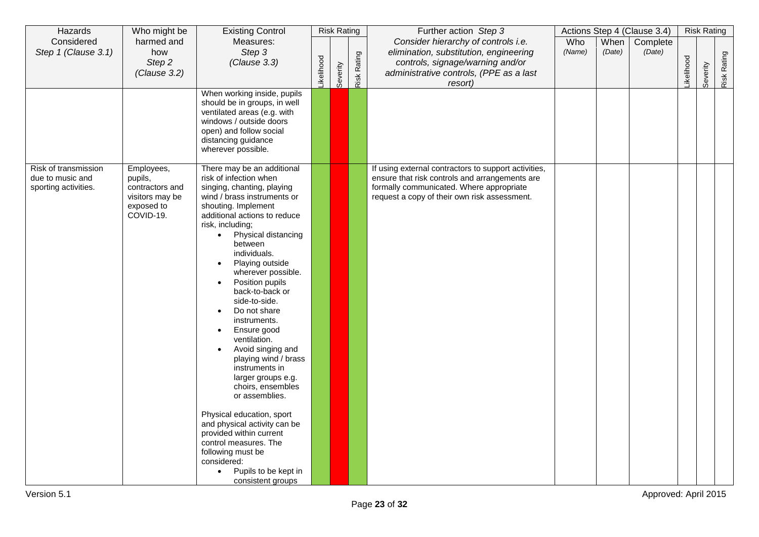| Hazards Considered *Step 1 (Clause 3.1)* | Who might be harmed and how *Step 2 (Clause 3.2)* | Existing Control Measures: *Step 3 (Clause 3.3)* | Risk Rating | | | Further action *Step 3* *Consider hierarchy of controls i.e. elimination, substitution, engineering controls, signage/warning and/or administrative controls, (PPE as a last resort)* | Actions Step 4 (Clause 3.4) | | | Risk Rating | | |
|---|---|---|---|---|---|---|---|---|---|---|---|---|
| | | | Likelihood | Severity | Risk Rating | | Who *(Name)* | When *(Date)* | Complete *(Date)* | Likelihood | Severity | Risk Rating |
| | | When working inside, pupils should be in groups, in well ventilated areas (e.g. with windows / outside doors open) and follow social distancing guidance wherever possible. | | | | | | | | | | |
| Risk of transmission due to music and sporting activities. | Employees, pupils, contractors and visitors may be exposed to COVID-19. | There may be an additional risk of infection when singing, chanting, playing wind / brass instruments or shouting. Implement additional actions to reduce risk, including;<br>• Physical distancing between individuals.<br>• Playing outside wherever possible.<br>• Position pupils back-to-back or side-to-side.<br>• Do not share instruments.<br>• Ensure good ventilation.<br>• Avoid singing and playing wind / brass instruments in larger groups e.g. choirs, ensembles or assemblies.<br><br>Physical education, sport and physical activity can be provided within current control measures. The following must be considered:<br>• Pupils to be kept in consistent groups | | | | If using external contractors to support activities, ensure that risk controls and arrangements are formally communicated. Where appropriate request a copy of their own risk assessment. | | | | | | |

Version 5.1 Approved: April 2015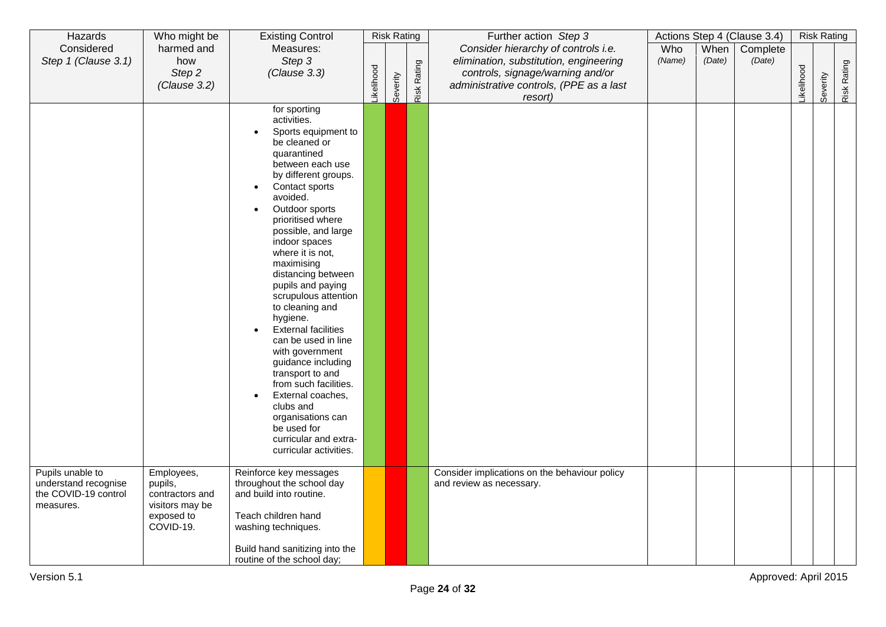| Hazards Considered *Step 1 (Clause 3.1)* | Who might be harmed and how *Step 2 (Clause 3.2)* | Existing Control Measures: *Step 3 (Clause 3.3)* | Risk Rating | | | Further action *Step 3* *Consider hierarchy of controls i.e. elimination, substitution, engineering controls, signage/warning and/or administrative controls, (PPE as a last resort)* | Actions Step 4 (Clause 3.4) | | | Risk Rating | | |
|---|---|---|---|---|---|---|---|---|---|---|---|---|
| | | | Likelihood | Severity | Risk Rating | | Who *(Name)* | When *(Date)* | Complete *(Date)* | Likelihood | Severity | Risk Rating |
| | | for sporting activities.<br>• Sports equipment to be cleaned or quarantined between each use by different groups.<br>• Contact sports avoided.<br>• Outdoor sports prioritised where possible, and large indoor spaces where it is not, maximising distancing between pupils and paying scrupulous attention to cleaning and hygiene.<br>• External facilities can be used in line with government guidance including transport to and from such facilities.<br>• External coaches, clubs and organisations can be used for curricular and extra-curricular activities. | | | | | | | | | | |
| Pupils unable to understand recognise the COVID-19 control measures. | Employees, pupils, contractors and visitors may be exposed to COVID-19. | Reinforce key messages throughout the school day and build into routine.<br><br>Teach children hand washing techniques.<br><br>Build hand sanitizing into the routine of the school day; | | | | Consider implications on the behaviour policy and review as necessary. | | | | | | |

Version 5.1 Approved: April 2015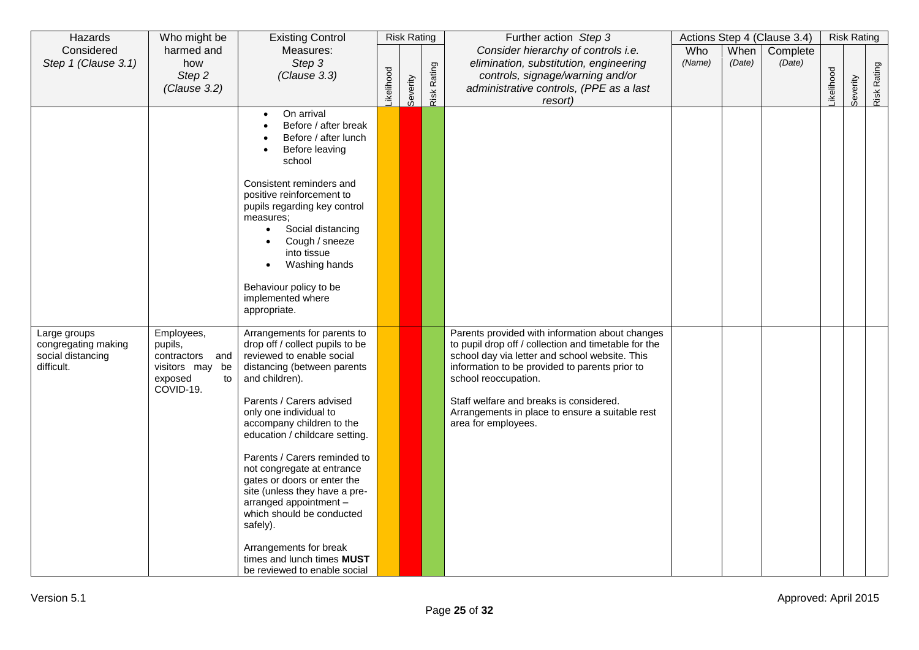| Hazards Considered *Step 1 (Clause 3.1)* | Who might be harmed and how *Step 2 (Clause 3.2)* | Existing Control Measures: *Step 3 (Clause 3.3)* | Risk Rating | | | Further action *Step 3* *Consider hierarchy of controls i.e. elimination, substitution, engineering controls, signage/warning and/or administrative controls, (PPE as a last resort)* | Actions Step 4 (Clause 3.4) | | | Risk Rating | | |
|---|---|---|---|---|---|---|---|---|---|---|---|---|
| | | | Likelihood | Severity | Risk Rating | | Who *(Name)* | When *(Date)* | Complete *(Date)* | Likelihood | Severity | Risk Rating |
| | | • On arrival<br>• Before / after break<br>• Before / after lunch<br>• Before leaving school<br><br>Consistent reminders and positive reinforcement to pupils regarding key control measures;<br>• Social distancing<br>• Cough / sneeze into tissue<br>• Washing hands<br><br>Behaviour policy to be implemented where appropriate. | | | | | | | | | | |
| Large groups congregating making social distancing difficult. | Employees, pupils, contractors and visitors may be exposed to COVID-19. | Arrangements for parents to drop off / collect pupils to be reviewed to enable social distancing (between parents and children).<br><br>Parents / Carers advised only one individual to accompany children to the education / childcare setting.<br><br>Parents / Carers reminded to not congregate at entrance gates or doors or enter the site (unless they have a pre-arranged appointment – which should be conducted safely).<br><br>Arrangements for break times and lunch times **MUST** be reviewed to enable social | | | | Parents provided with information about changes to pupil drop off / collection and timetable for the school day via letter and school website. This information to be provided to parents prior to school reoccupation.<br><br>Staff welfare and breaks is considered. Arrangements in place to ensure a suitable rest area for employees. | | | | | | |

Version 5.1

Approved: April 2015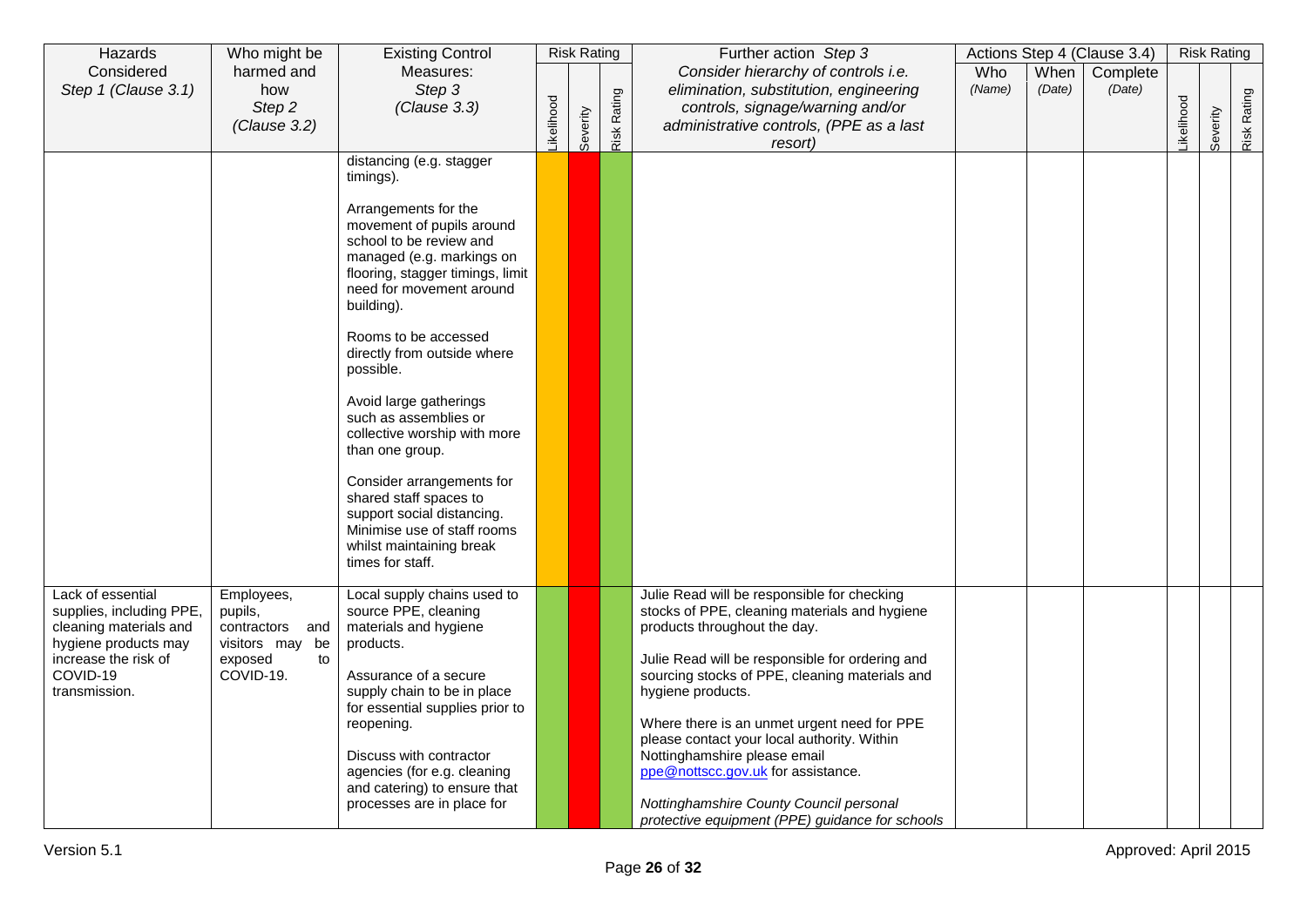| Hazards Considered *Step 1 (Clause 3.1)* | Who might be harmed and how *Step 2 (Clause 3.2)* | Existing Control Measures: *Step 3 (Clause 3.3)* | Risk Rating | | | Further action *Step 3* *Consider hierarchy of controls i.e. elimination, substitution, engineering controls, signage/warning and/or administrative controls, (PPE as a last resort)* | Actions Step 4 (Clause 3.4) | | | Risk Rating | | |
|---|---|---|---|---|---|---|---|---|---|---|---|---|
| | | | Likelihood | Severity | Risk Rating | | Who *(Name)* | When *(Date)* | Complete *(Date)* | Likelihood | Severity | Risk Rating |
| | | distancing (e.g. stagger timings).<br><br>Arrangements for the movement of pupils around school to be review and managed (e.g. markings on flooring, stagger timings, limit need for movement around building).<br><br>Rooms to be accessed directly from outside where possible.<br><br>Avoid large gatherings such as assemblies or collective worship with more than one group.<br><br>Consider arrangements for shared staff spaces to support social distancing. Minimise use of staff rooms whilst maintaining break times for staff. | | | | | | | | | | |
| Lack of essential supplies, including PPE, cleaning materials and hygiene products may increase the risk of COVID-19 transmission. | Employees, pupils, contractors and visitors may be exposed to COVID-19. | Local supply chains used to source PPE, cleaning materials and hygiene products.<br><br>Assurance of a secure supply chain to be in place for essential supplies prior to reopening.<br><br>Discuss with contractor agencies (for e.g. cleaning and catering) to ensure that processes are in place for | | | | Julie Read will be responsible for checking stocks of PPE, cleaning materials and hygiene products throughout the day.<br><br>Julie Read will be responsible for ordering and sourcing stocks of PPE, cleaning materials and hygiene products.<br><br>Where there is an unmet urgent need for PPE please contact your local authority. Within Nottinghamshire please email ppe@nottscc.gov.uk for assistance.<br><br>*Nottinghamshire County Council personal protective equipment (PPE) guidance for schools* | | | | | | |

Version 5.1 Approved: April 2015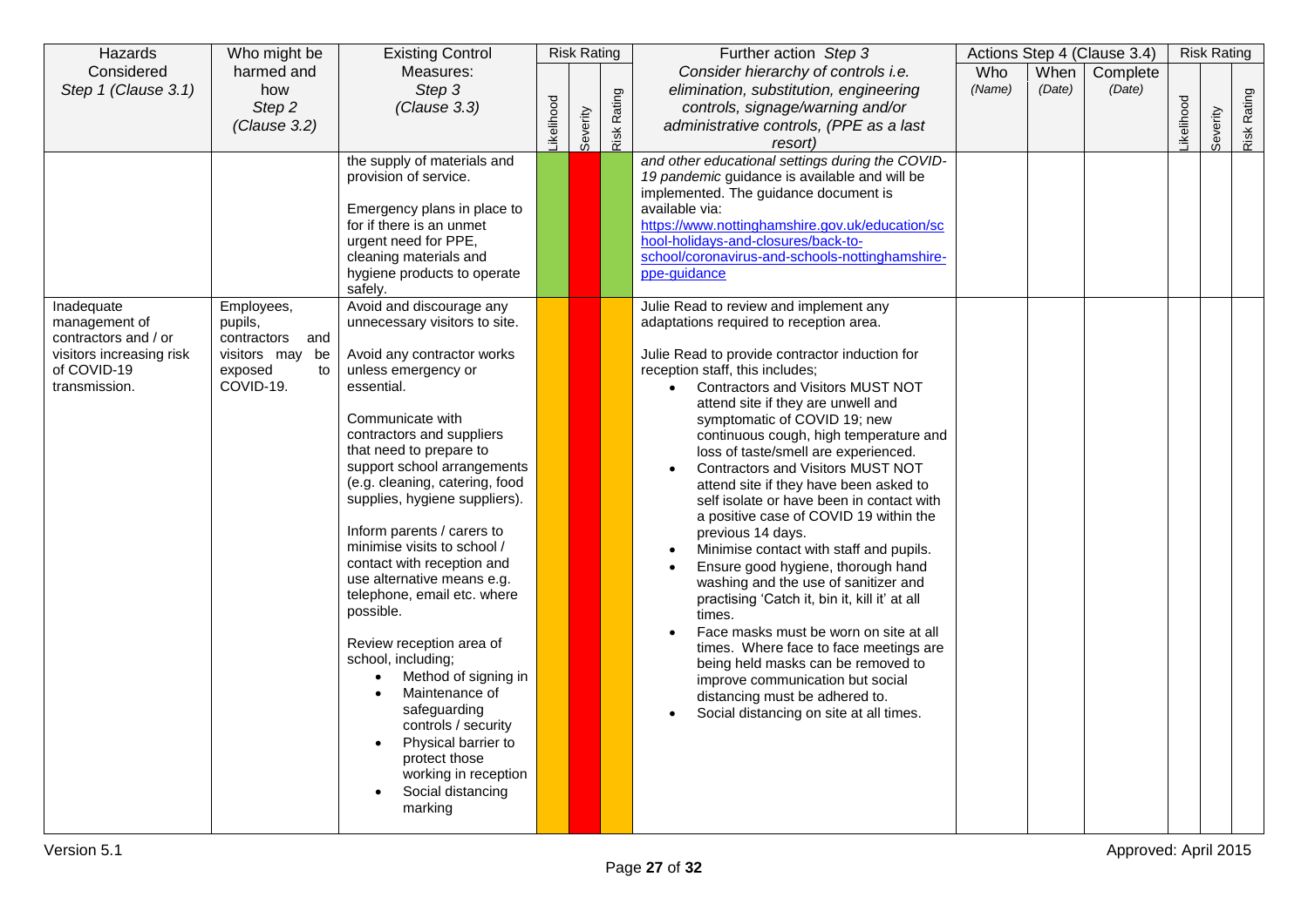| Hazards Considered *Step 1 (Clause 3.1)* | Who might be harmed and how *Step 2 (Clause 3.2)* | Existing Control Measures: *Step 3 (Clause 3.3)* | Risk Rating | | | Further action *Step 3* *Consider hierarchy of controls i.e. elimination, substitution, engineering controls, signage/warning and/or administrative controls, (PPE as a last resort)* | Actions Step 4 (Clause 3.4) | | | Risk Rating | | |
|---|---|---|---|---|---|---|---|---|---|---|---|---|
| | | | Likelihood | Severity | Risk Rating | | Who *(Name)* | When *(Date)* | Complete *(Date)* | Likelihood | Severity | Risk Rating |
| | | the supply of materials and provision of service.<br><br>Emergency plans in place to for if there is an unmet urgent need for PPE, cleaning materials and hygiene products to operate safely. | | | | *and other educational settings during the COVID-19 pandemic* guidance is available and will be implemented. The guidance document is available via: https://www.nottinghamshire.gov.uk/education/school-holidays-and-closures/back-to-school/coronavirus-and-schools-nottinghamshire-ppe-guidance | | | | | | |
| Inadequate management of contractors and / or visitors increasing risk of COVID-19 transmission. | Employees, pupils, contractors and visitors may be exposed to COVID-19. | Avoid and discourage any unnecessary visitors to site.<br><br>Avoid any contractor works unless emergency or essential.<br><br>Communicate with contractors and suppliers that need to prepare to support school arrangements (e.g. cleaning, catering, food supplies, hygiene suppliers).<br><br>Inform parents / carers to minimise visits to school / contact with reception and use alternative means e.g. telephone, email etc. where possible.<br><br>Review reception area of school, including;<br>• Method of signing in<br>• Maintenance of safeguarding controls / security<br>• Physical barrier to protect those working in reception<br>• Social distancing marking | | | | Julie Read to review and implement any adaptations required to reception area.<br><br>Julie Read to provide contractor induction for reception staff, this includes;<br>• Contractors and Visitors MUST NOT attend site if they are unwell and symptomatic of COVID 19; new continuous cough, high temperature and loss of taste/smell are experienced.<br>• Contractors and Visitors MUST NOT attend site if they have been asked to self isolate or have been in contact with a positive case of COVID 19 within the previous 14 days.<br>• Minimise contact with staff and pupils.<br>• Ensure good hygiene, thorough hand washing and the use of sanitizer and practising 'Catch it, bin it, kill it' at all times.<br>• Face masks must be worn on site at all times. Where face to face meetings are being held masks can be removed to improve communication but social distancing must be adhered to.<br>• Social distancing on site at all times. | | | | | | |

Version 5.1

Approved: April 2015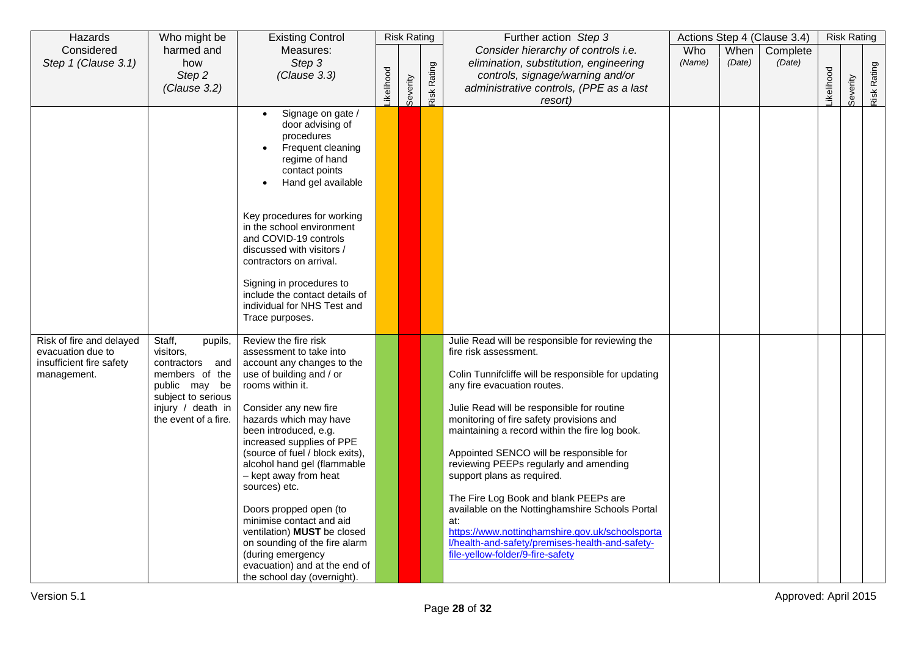| Hazards Considered *Step 1 (Clause 3.1)* | Who might be harmed and how *Step 2 (Clause 3.2)* | Existing Control Measures: *Step 3 (Clause 3.3)* | Risk Rating | | | Further action *Step 3* *Consider hierarchy of controls i.e. elimination, substitution, engineering controls, signage/warning and/or administrative controls, (PPE as a last resort)* | Actions Step 4 (Clause 3.4) | | | Risk Rating | | |
|---|---|---|---|---|---|---|---|---|---|---|---|---|
| | | | Likelihood | Severity | Risk Rating | | Who *(Name)* | When *(Date)* | Complete *(Date)* | Likelihood | Severity | Risk Rating |
| | | • Signage on gate / door advising of procedures<br>• Frequent cleaning regime of hand contact points<br>• Hand gel available<br><br>Key procedures for working in the school environment and COVID-19 controls discussed with visitors / contractors on arrival.<br><br>Signing in procedures to include the contact details of individual for NHS Test and Trace purposes. | | | | | | | | | | |
| Risk of fire and delayed evacuation due to insufficient fire safety management. | Staff, pupils, visitors, contractors and members of the public may be subject to serious injury / death in the event of a fire. | Review the fire risk assessment to take into account any changes to the use of building and / or rooms within it.<br><br>Consider any new fire hazards which may have been introduced, e.g. increased supplies of PPE (source of fuel / block exits), alcohol hand gel (flammable – kept away from heat sources) etc.<br><br>Doors propped open (to minimise contact and aid ventilation) **MUST** be closed on sounding of the fire alarm (during emergency evacuation) and at the end of the school day (overnight). | | | | Julie Read will be responsible for reviewing the fire risk assessment.<br><br>Colin Tunnifcliffe will be responsible for updating any fire evacuation routes.<br><br>Julie Read will be responsible for routine monitoring of fire safety provisions and maintaining a record within the fire log book.<br><br>Appointed SENCO will be responsible for reviewing PEEPs regularly and amending support plans as required.<br><br>The Fire Log Book and blank PEEPs are available on the Nottinghamshire Schools Portal at:<br>https://www.nottinghamshire.gov.uk/schoolsportal/health-and-safety/premises-health-and-safety-file-yellow-folder/9-fire-safety | | | | | | |

Version 5.1

Approved: April 2015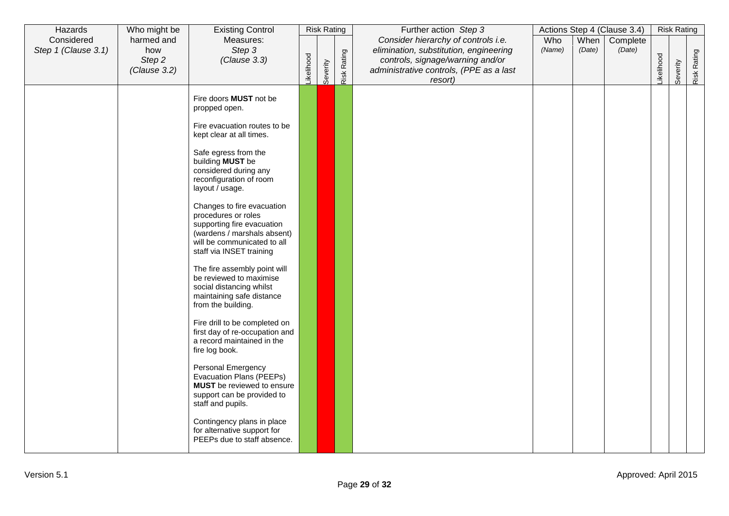| Hazards Considered *Step 1 (Clause 3.1)* | Who might be harmed and how *Step 2 (Clause 3.2)* | Existing Control Measures: *Step 3 (Clause 3.3)* | Risk Rating | | | Further action *Step 3* *Consider hierarchy of controls i.e. elimination, substitution, engineering controls, signage/warning and/or administrative controls, (PPE as a last resort)* | Actions Step 4 (Clause 3.4) | | | Risk Rating | | |
|---|---|---|---|---|---|---|---|---|---|---|---|---|
| | | | Likelihood | Severity | Risk Rating | | Who *(Name)* | When *(Date)* | Complete *(Date)* | Likelihood | Severity | Risk Rating |
| | | Fire doors **MUST** not be propped open.<br><br>Fire evacuation routes to be kept clear at all times.<br><br>Safe egress from the building **MUST** be considered during any reconfiguration of room layout / usage.<br><br>Changes to fire evacuation procedures or roles supporting fire evacuation (wardens / marshals absent) will be communicated to all staff via INSET training<br><br>The fire assembly point will be reviewed to maximise social distancing whilst maintaining safe distance from the building.<br><br>Fire drill to be completed on first day of re-occupation and a record maintained in the fire log book.<br><br>Personal Emergency Evacuation Plans (PEEPs) **MUST** be reviewed to ensure support can be provided to staff and pupils.<br><br>Contingency plans in place for alternative support for PEEPs due to staff absence. | | | | | | | | | | |

Version 5.1

Approved: April 2015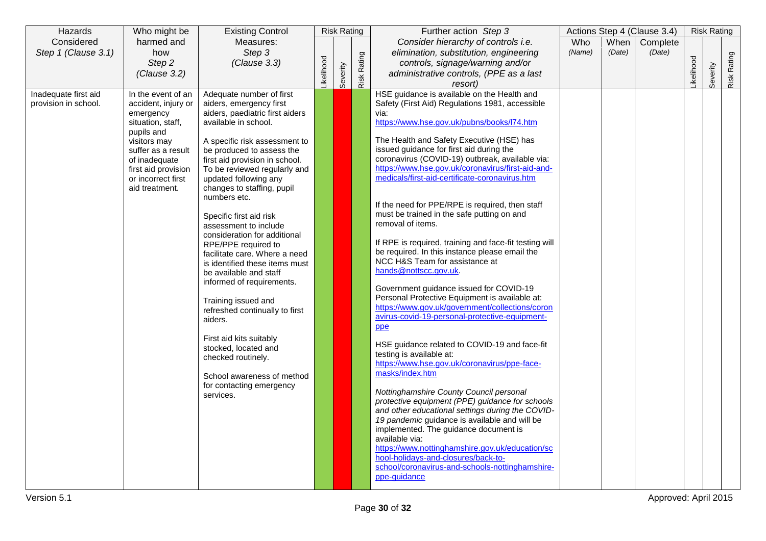| Hazards Considered *Step 1 (Clause 3.1)* | Who might be harmed and how *Step 2 (Clause 3.2)* | Existing Control Measures: *Step 3 (Clause 3.3)* | Risk Rating | | | Further action *Step 3* *Consider hierarchy of controls i.e. elimination, substitution, engineering controls, signage/warning and/or administrative controls, (PPE as a last resort)* | Actions Step 4 (Clause 3.4) | | | Risk Rating | | |
|---|---|---|---|---|---|---|---|---|---|---|---|---|
| | | | Likelihood | Severity | Risk Rating | | Who *(Name)* | When *(Date)* | Complete *(Date)* | Likelihood | Severity | Risk Rating |
| Inadequate first aid provision in school. | In the event of an accident, injury or emergency situation, staff, pupils and visitors may suffer as a result of inadequate first aid provision or incorrect first aid treatment. | Adequate number of first aiders, emergency first aiders, paediatric first aiders available in school.<br><br>A specific risk assessment to be produced to assess the first aid provision in school. To be reviewed regularly and updated following any changes to staffing, pupil numbers etc.<br><br>Specific first aid risk assessment to include consideration for additional RPE/PPE required to facilitate care. Where a need is identified these items must be available and staff informed of requirements.<br><br>Training issued and refreshed continually to first aiders.<br><br>First aid kits suitably stocked, located and checked routinely.<br><br>School awareness of method for contacting emergency services. | | | | HSE guidance is available on the Health and Safety (First Aid) Regulations 1981, accessible via:<br>https://www.hse.gov.uk/pubns/books/l74.htm<br><br>The Health and Safety Executive (HSE) has issued guidance for first aid during the coronavirus (COVID-19) outbreak, available via: https://www.hse.gov.uk/coronavirus/first-aid-and-medicals/first-aid-certificate-coronavirus.htm<br><br>If the need for PPE/RPE is required, then staff must be trained in the safe putting on and removal of items.<br><br>If RPE is required, training and face-fit testing will be required. In this instance please email the NCC H&S Team for assistance at hands@nottscc.gov.uk.<br><br>Government guidance issued for COVID-19 Personal Protective Equipment is available at: https://www.gov.uk/government/collections/coronavirus-covid-19-personal-protective-equipment-ppe<br><br>HSE guidance related to COVID-19 and face-fit testing is available at:<br>https://www.hse.gov.uk/coronavirus/ppe-face-masks/index.htm<br><br>*Nottinghamshire County Council personal protective equipment (PPE) guidance for schools and other educational settings during the COVID-19 pandemic* guidance is available and will be implemented. The guidance document is available via:<br>https://www.nottinghamshire.gov.uk/education/school-holidays-and-closures/back-to-school/coronavirus-and-schools-nottinghamshire-ppe-guidance | | | | | | |

Version 5.1

Approved: April 2015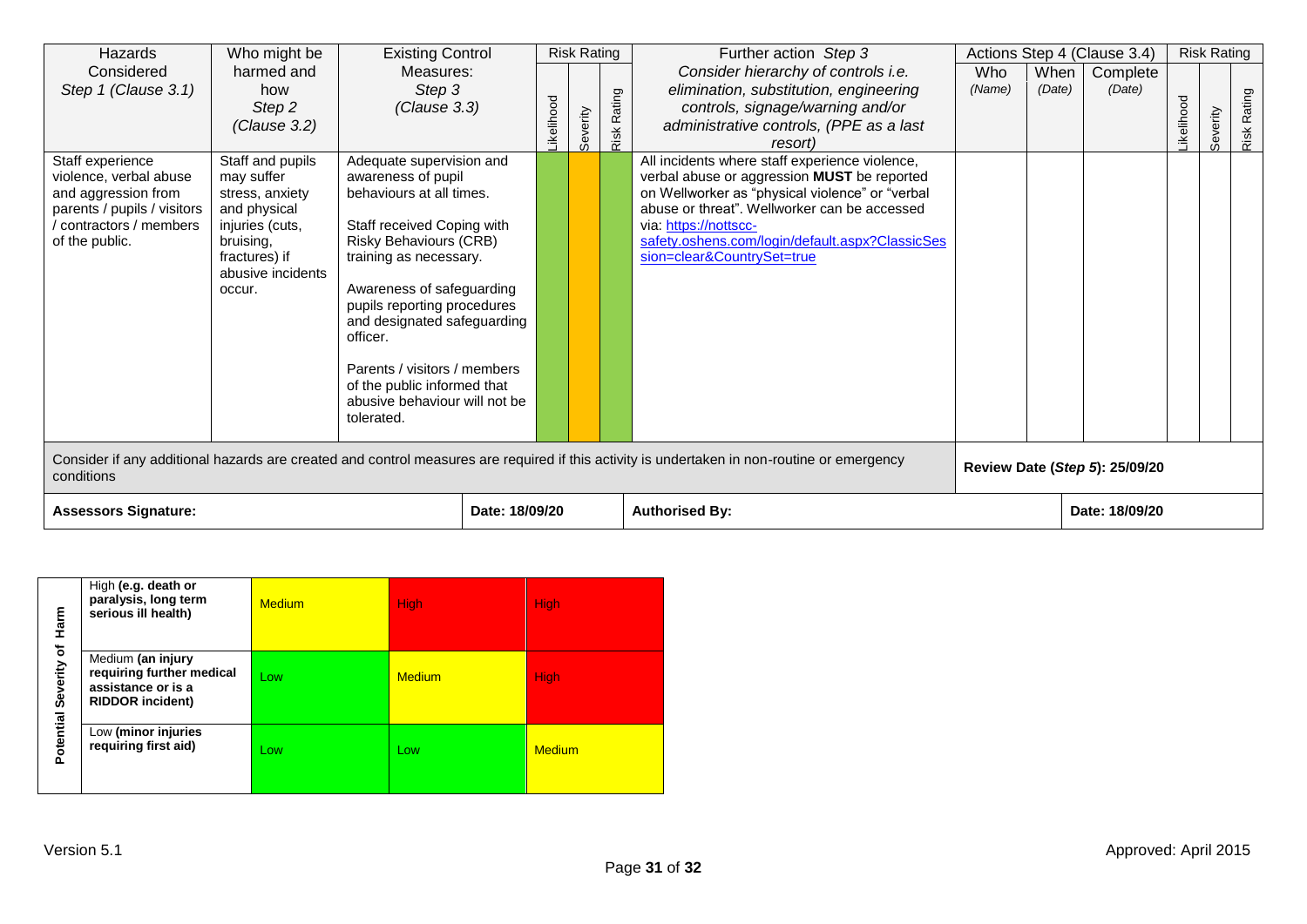| Hazards Considered *Step 1 (Clause 3.1)* | Who might be harmed and how *Step 2 (Clause 3.2)* | Existing Control Measures: *Step 3 (Clause 3.3)* | Risk Rating | | | Further action *Step 3* *Consider hierarchy of controls i.e. elimination, substitution, engineering controls, signage/warning and/or administrative controls, (PPE as a last resort)* | Actions Step 4 (Clause 3.4) | | | Risk Rating | | |
|---|---|---|---|---|---|---|---|---|---|---|---|---|
| | | | Likelihood | Severity | Risk Rating | | Who *(Name)* | When *(Date)* | Complete *(Date)* | Likelihood | Severity | Risk Rating |
| Staff experience violence, verbal abuse and aggression from parents / pupils / visitors / contractors / members of the public. | Staff and pupils may suffer stress, anxiety and physical injuries (cuts, bruising, fractures) if abusive incidents occur. | Adequate supervision and awareness of pupil behaviours at all times.<br><br>Staff received Coping with Risky Behaviours (CRB) training as necessary.<br><br>Awareness of safeguarding pupils reporting procedures and designated safeguarding officer.<br><br>Parents / visitors / members of the public informed that abusive behaviour will not be tolerated. | | | | All incidents where staff experience violence, verbal abuse or aggression **MUST** be reported on Wellworker as "physical violence" or "verbal abuse or threat". Wellworker can be accessed via: https://nottscc-safety.oshens.com/login/default.aspx?ClassicSession=clear&CountrySet=true | | | | | | |
| Consider if any additional hazards are created and control measures are required if this activity is undertaken in non-routine or emergency conditions | | | | | | | **Review Date (*Step 5*): 25/09/20** | | | | | |
| **Assessors Signature:** | | | **Date: 18/09/20** | | | **Authorised By:** | | | **Date: 18/09/20** | | | |

| Potential Severity of Harm | | | | |
|---|---|---|---|---|
| | High **(e.g. death or paralysis, long term serious ill health)** | Medium | High | High |
| | Medium **(an injury requiring further medical assistance or is a RIDDOR incident)** | Low | Medium | High |
| | Low **(minor injuries requiring first aid)** | Low | Low | Medium |

Version 5.1

Approved: April 2015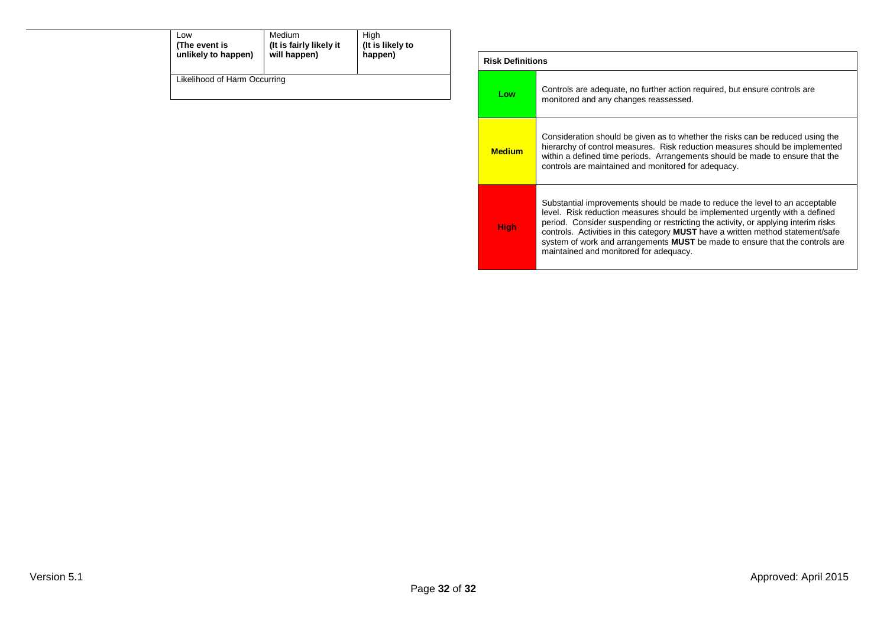| | | |
|---|---|---|
| Low<br>**(The event is unlikely to happen)** | Medium<br>**(It is fairly likely it will happen)** | High<br>**(It is likely to happen)** |
| Likelihood of Harm Occurring | | |

| **Risk Definitions** | |
|---|---|
| **Low** | Controls are adequate, no further action required, but ensure controls are monitored and any changes reassessed. |
| **Medium** | Consideration should be given as to whether the risks can be reduced using the hierarchy of control measures. Risk reduction measures should be implemented within a defined time periods. Arrangements should be made to ensure that the controls are maintained and monitored for adequacy. |
| **High** | Substantial improvements should be made to reduce the level to an acceptable level. Risk reduction measures should be implemented urgently with a defined period. Consider suspending or restricting the activity, or applying interim risks controls. Activities in this category **MUST** have a written method statement/safe system of work and arrangements **MUST** be made to ensure that the controls are maintained and monitored for adequacy. |

Version 5.1

Approved: April 2015